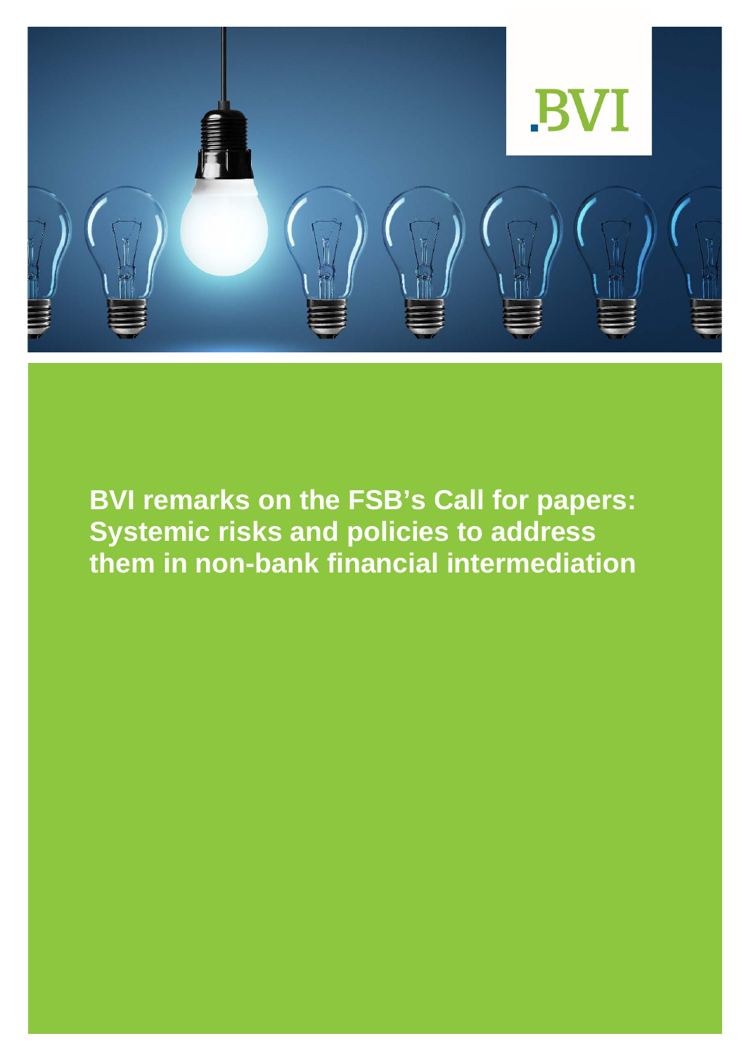BVI

# BVI remarks on the FSB's Call for papers: Systemic risks and policies to address them in non-bank financial intermediation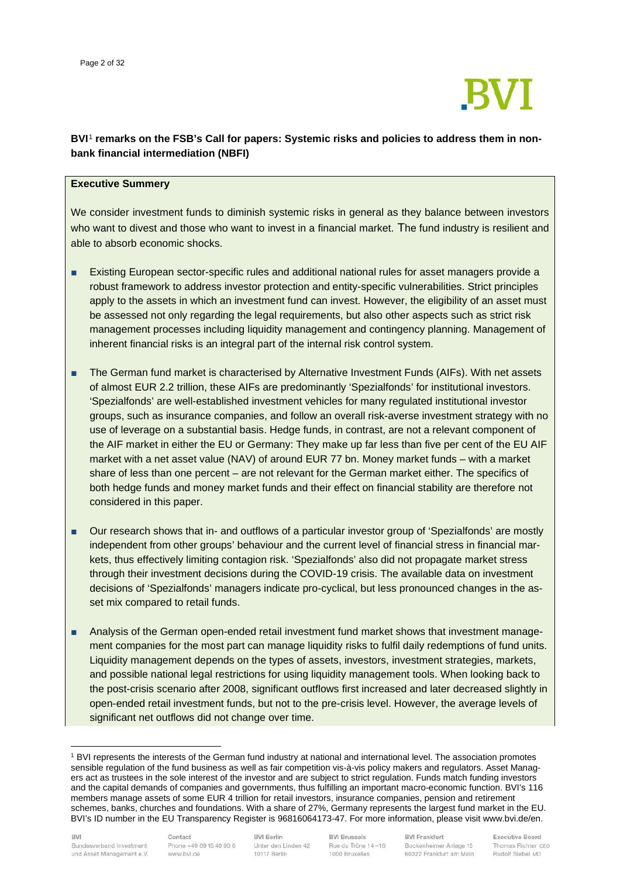**BVI[1] remarks on the FSB's Call for papers: Systemic risks and policies to address them in non-bank financial intermediation (NBFI)**

**Executive Summery**

We consider investment funds to diminish systemic risks in general as they balance between investors who want to divest and those who want to invest in a financial market. The fund industry is resilient and able to absorb economic shocks.

- Existing European sector-specific rules and additional national rules for asset managers provide a robust framework to address investor protection and entity-specific vulnerabilities. Strict principles apply to the assets in which an investment fund can invest. However, the eligibility of an asset must be assessed not only regarding the legal requirements, but also other aspects such as strict risk management processes including liquidity management and contingency planning. Management of inherent financial risks is an integral part of the internal risk control system.
- The German fund market is characterised by Alternative Investment Funds (AIFs). With net assets of almost EUR 2.2 trillion, these AIFs are predominantly 'Spezialfonds' for institutional investors. 'Spezialfonds' are well-established investment vehicles for many regulated institutional investor groups, such as insurance companies, and follow an overall risk-averse investment strategy with no use of leverage on a substantial basis. Hedge funds, in contrast, are not a relevant component of the AIF market in either the EU or Germany: They make up far less than five per cent of the EU AIF market with a net asset value (NAV) of around EUR 77 bn. Money market funds – with a market share of less than one percent – are not relevant for the German market either. The specifics of both hedge funds and money market funds and their effect on financial stability are therefore not considered in this paper.
- Our research shows that in- and outflows of a particular investor group of 'Spezialfonds' are mostly independent from other groups' behaviour and the current level of financial stress in financial markets, thus effectively limiting contagion risk. 'Spezialfonds' also did not propagate market stress through their investment decisions during the COVID-19 crisis. The available data on investment decisions of 'Spezialfonds' managers indicate pro-cyclical, but less pronounced changes in the asset mix compared to retail funds.
- Analysis of the German open-ended retail investment fund market shows that investment management companies for the most part can manage liquidity risks to fulfil daily redemptions of fund units. Liquidity management depends on the types of assets, investors, investment strategies, markets, and possible national legal restrictions for using liquidity management tools. When looking back to the post-crisis scenario after 2008, significant outflows first increased and later decreased slightly in open-ended retail investment funds, but not to the pre-crisis level. However, the average levels of significant net outflows did not change over time.

[1] BVI represents the interests of the German fund industry at national and international level. The association promotes sensible regulation of the fund business as well as fair competition vis-à-vis policy makers and regulators. Asset Managers act as trustees in the sole interest of the investor and are subject to strict regulation. Funds match funding investors and the capital demands of companies and governments, thus fulfilling an important macro-economic function. BVI's 116 members manage assets of some EUR 4 trillion for retail investors, insurance companies, pension and retirement schemes, banks, churches and foundations. With a share of 27%, Germany represents the largest fund market in the EU. BVI's ID number in the EU Transparency Register is 96816064173-47. For more information, please visit www.bvi.de/en.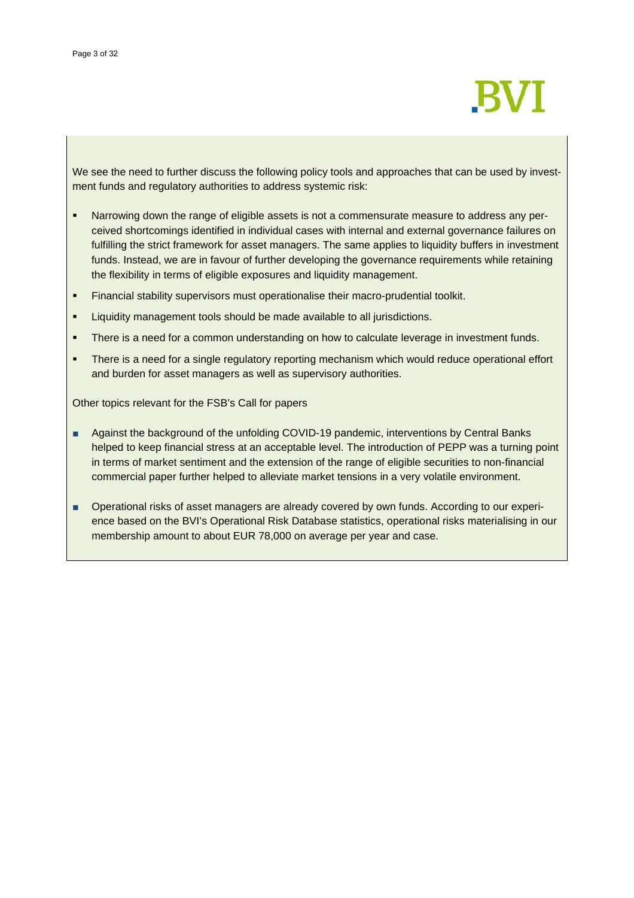We see the need to further discuss the following policy tools and approaches that can be used by investment funds and regulatory authorities to address systemic risk:

- Narrowing down the range of eligible assets is not a commensurate measure to address any perceived shortcomings identified in individual cases with internal and external governance failures on fulfilling the strict framework for asset managers. The same applies to liquidity buffers in investment funds. Instead, we are in favour of further developing the governance requirements while retaining the flexibility in terms of eligible exposures and liquidity management.
- Financial stability supervisors must operationalise their macro-prudential toolkit.
- Liquidity management tools should be made available to all jurisdictions.
- There is a need for a common understanding on how to calculate leverage in investment funds.
- There is a need for a single regulatory reporting mechanism which would reduce operational effort and burden for asset managers as well as supervisory authorities.

Other topics relevant for the FSB's Call for papers

- Against the background of the unfolding COVID-19 pandemic, interventions by Central Banks helped to keep financial stress at an acceptable level. The introduction of PEPP was a turning point in terms of market sentiment and the extension of the range of eligible securities to non-financial commercial paper further helped to alleviate market tensions in a very volatile environment.
- Operational risks of asset managers are already covered by own funds. According to our experience based on the BVI's Operational Risk Database statistics, operational risks materialising in our membership amount to about EUR 78,000 on average per year and case.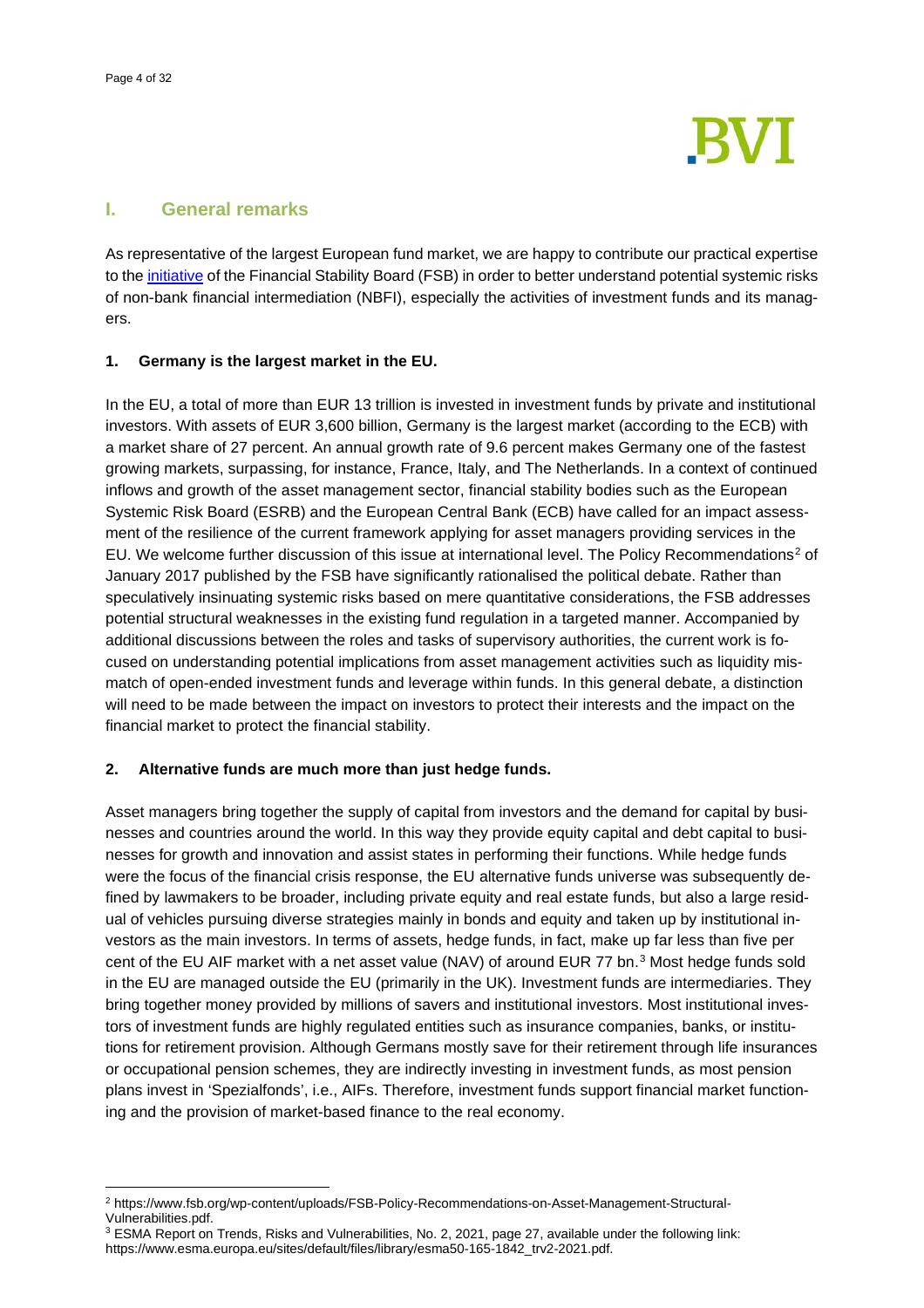## I. General remarks

As representative of the largest European fund market, we are happy to contribute our practical expertise to the initiative of the Financial Stability Board (FSB) in order to better understand potential systemic risks of non-bank financial intermediation (NBFI), especially the activities of investment funds and its managers.

### 1. Germany is the largest market in the EU.

In the EU, a total of more than EUR 13 trillion is invested in investment funds by private and institutional investors. With assets of EUR 3,600 billion, Germany is the largest market (according to the ECB) with a market share of 27 percent. An annual growth rate of 9.6 percent makes Germany one of the fastest growing markets, surpassing, for instance, France, Italy, and The Netherlands. In a context of continued inflows and growth of the asset management sector, financial stability bodies such as the European Systemic Risk Board (ESRB) and the European Central Bank (ECB) have called for an impact assessment of the resilience of the current framework applying for asset managers providing services in the EU. We welcome further discussion of this issue at international level. The Policy Recommendations[2] of January 2017 published by the FSB have significantly rationalised the political debate. Rather than speculatively insinuating systemic risks based on mere quantitative considerations, the FSB addresses potential structural weaknesses in the existing fund regulation in a targeted manner. Accompanied by additional discussions between the roles and tasks of supervisory authorities, the current work is focused on understanding potential implications from asset management activities such as liquidity mismatch of open-ended investment funds and leverage within funds. In this general debate, a distinction will need to be made between the impact on investors to protect their interests and the impact on the financial market to protect the financial stability.

### 2. Alternative funds are much more than just hedge funds.

Asset managers bring together the supply of capital from investors and the demand for capital by businesses and countries around the world. In this way they provide equity capital and debt capital to businesses for growth and innovation and assist states in performing their functions. While hedge funds were the focus of the financial crisis response, the EU alternative funds universe was subsequently defined by lawmakers to be broader, including private equity and real estate funds, but also a large residual of vehicles pursuing diverse strategies mainly in bonds and equity and taken up by institutional investors as the main investors. In terms of assets, hedge funds, in fact, make up far less than five per cent of the EU AIF market with a net asset value (NAV) of around EUR 77 bn.[3] Most hedge funds sold in the EU are managed outside the EU (primarily in the UK). Investment funds are intermediaries. They bring together money provided by millions of savers and institutional investors. Most institutional investors of investment funds are highly regulated entities such as insurance companies, banks, or institutions for retirement provision. Although Germans mostly save for their retirement through life insurances or occupational pension schemes, they are indirectly investing in investment funds, as most pension plans invest in 'Spezialfonds', i.e., AIFs. Therefore, investment funds support financial market functioning and the provision of market-based finance to the real economy.

---

[2] https://www.fsb.org/wp-content/uploads/FSB-Policy-Recommendations-on-Asset-Management-Structural-Vulnerabilities.pdf.

[3] ESMA Report on Trends, Risks and Vulnerabilities, No. 2, 2021, page 27, available under the following link: https://www.esma.europa.eu/sites/default/files/library/esma50-165-1842_trv2-2021.pdf.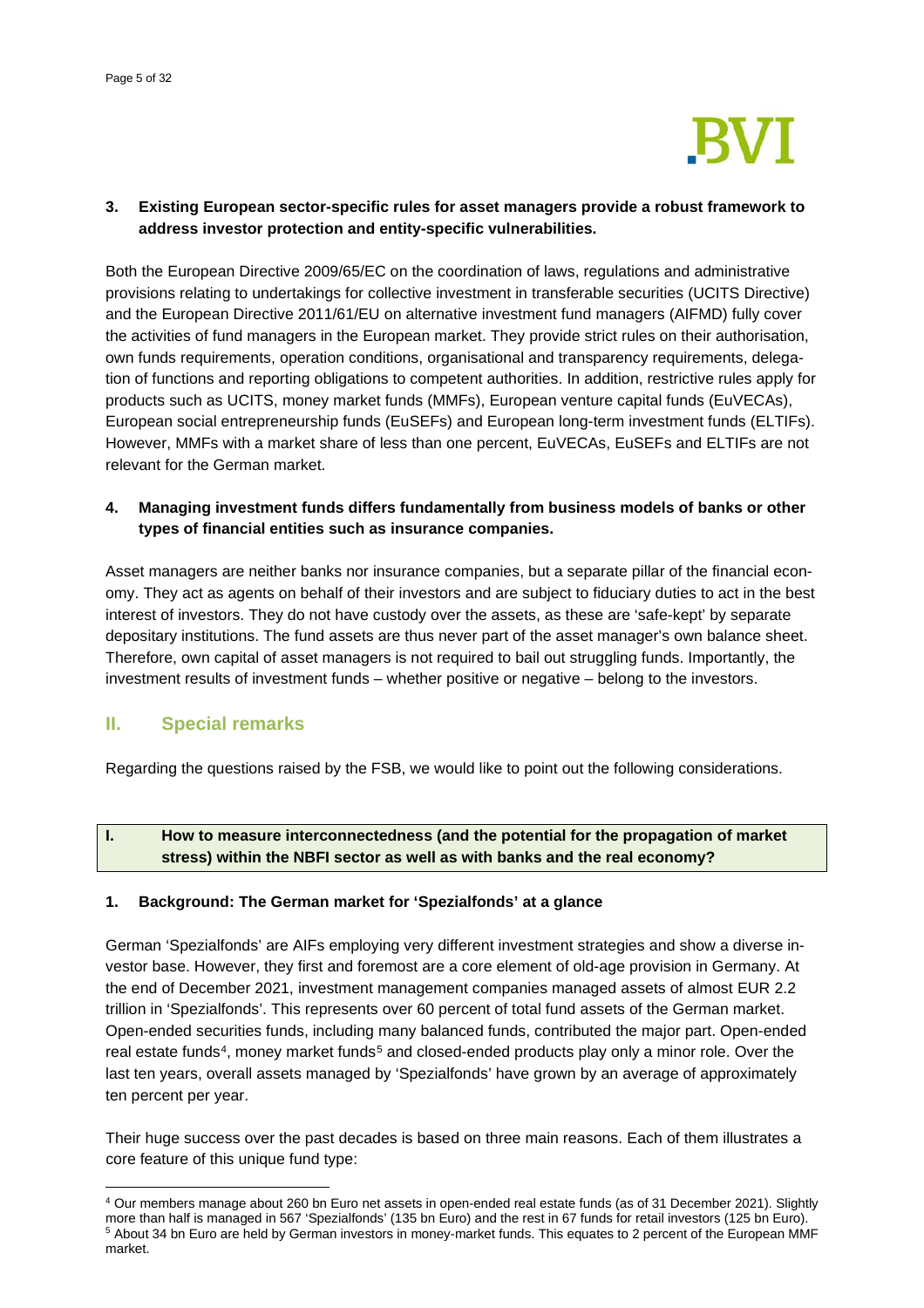**3. Existing European sector-specific rules for asset managers provide a robust framework to address investor protection and entity-specific vulnerabilities.**

Both the European Directive 2009/65/EC on the coordination of laws, regulations and administrative provisions relating to undertakings for collective investment in transferable securities (UCITS Directive) and the European Directive 2011/61/EU on alternative investment fund managers (AIFMD) fully cover the activities of fund managers in the European market. They provide strict rules on their authorisation, own funds requirements, operation conditions, organisational and transparency requirements, delegation of functions and reporting obligations to competent authorities. In addition, restrictive rules apply for products such as UCITS, money market funds (MMFs), European venture capital funds (EuVECAs), European social entrepreneurship funds (EuSEFs) and European long-term investment funds (ELTIFs). However, MMFs with a market share of less than one percent, EuVECAs, EuSEFs and ELTIFs are not relevant for the German market.

**4. Managing investment funds differs fundamentally from business models of banks or other types of financial entities such as insurance companies.**

Asset managers are neither banks nor insurance companies, but a separate pillar of the financial economy. They act as agents on behalf of their investors and are subject to fiduciary duties to act in the best interest of investors. They do not have custody over the assets, as these are 'safe-kept' by separate depositary institutions. The fund assets are thus never part of the asset manager's own balance sheet. Therefore, own capital of asset managers is not required to bail out struggling funds. Importantly, the investment results of investment funds – whether positive or negative – belong to the investors.

## II. Special remarks

Regarding the questions raised by the FSB, we would like to point out the following considerations.

### I. How to measure interconnectedness (and the potential for the propagation of market stress) within the NBFI sector as well as with banks and the real economy?

**1. Background: The German market for 'Spezialfonds' at a glance**

German 'Spezialfonds' are AIFs employing very different investment strategies and show a diverse investor base. However, they first and foremost are a core element of old-age provision in Germany. At the end of December 2021, investment management companies managed assets of almost EUR 2.2 trillion in 'Spezialfonds'. This represents over 60 percent of total fund assets of the German market. Open-ended securities funds, including many balanced funds, contributed the major part. Open-ended real estate funds[4], money market funds[5] and closed-ended products play only a minor role. Over the last ten years, overall assets managed by 'Spezialfonds' have grown by an average of approximately ten percent per year.

Their huge success over the past decades is based on three main reasons. Each of them illustrates a core feature of this unique fund type:

---

[4] Our members manage about 260 bn Euro net assets in open-ended real estate funds (as of 31 December 2021). Slightly more than half is managed in 567 'Spezialfonds' (135 bn Euro) and the rest in 67 funds for retail investors (125 bn Euro).

[5] About 34 bn Euro are held by German investors in money-market funds. This equates to 2 percent of the European MMF market.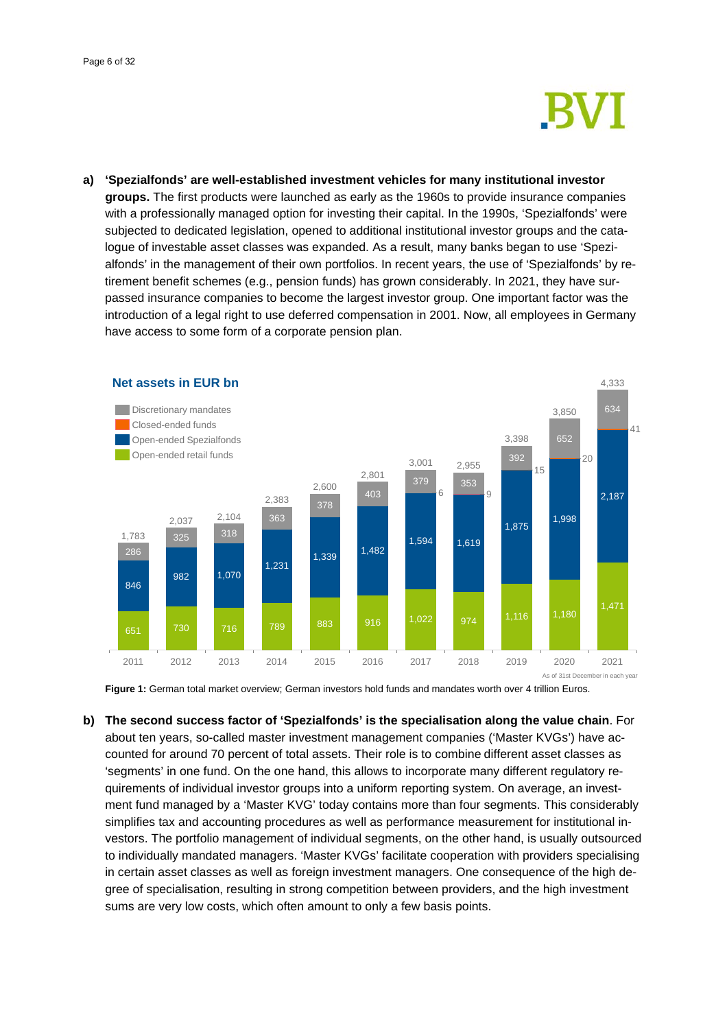**a) 'Spezialfonds' are well-established investment vehicles for many institutional investor groups.** The first products were launched as early as the 1960s to provide insurance companies with a professionally managed option for investing their capital. In the 1990s, 'Spezialfonds' were subjected to dedicated legislation, opened to additional institutional investor groups and the catalogue of investable asset classes was expanded. As a result, many banks began to use 'Spezialfonds' in the management of their own portfolios. In recent years, the use of 'Spezialfonds' by retirement benefit schemes (e.g., pension funds) has grown considerably. In 2021, they have surpassed insurance companies to become the largest investor group. One important factor was the introduction of a legal right to use deferred compensation in 2001. Now, all employees in Germany have access to some form of a corporate pension plan.

**Net assets in EUR bn**

| | 2011 | 2012 | 2013 | 2014 | 2015 | 2016 | 2017 | 2018 | 2019 | 2020 | 2021 |
|---|---|---|---|---|---|---|---|---|---|---|---|
| Discretionary mandates | 286 | 325 | 318 | 363 | 378 | 403 | 379 | 353 | 392 | 652 | 634 |
| Closed-ended funds | | | | | | | 6 | 9 | 15 | 20 | 41 |
| Open-ended Spezialfonds | 846 | 982 | 1,070 | 1,231 | 1,339 | 1,482 | 1,594 | 1,619 | 1,875 | 1,998 | 2,187 |
| Open-ended retail funds | 651 | 730 | 716 | 789 | 883 | 916 | 1,022 | 974 | 1,116 | 1,180 | 1,471 |
| Total | 1,783 | 2,037 | 2,104 | 2,383 | 2,600 | 2,801 | 3,001 | 2,955 | 3,398 | 3,850 | 4,333 |

As of 31st December in each year

**Figure 1:** German total market overview; German investors hold funds and mandates worth over 4 trillion Euros.

**b) The second success factor of 'Spezialfonds' is the specialisation along the value chain**. For about ten years, so-called master investment management companies ('Master KVGs') have accounted for around 70 percent of total assets. Their role is to combine different asset classes as 'segments' in one fund. On the one hand, this allows to incorporate many different regulatory requirements of individual investor groups into a uniform reporting system. On average, an investment fund managed by a 'Master KVG' today contains more than four segments. This considerably simplifies tax and accounting procedures as well as performance measurement for institutional investors. The portfolio management of individual segments, on the other hand, is usually outsourced to individually mandated managers. 'Master KVGs' facilitate cooperation with providers specialising in certain asset classes as well as foreign investment managers. One consequence of the high degree of specialisation, resulting in strong competition between providers, and the high investment sums are very low costs, which often amount to only a few basis points.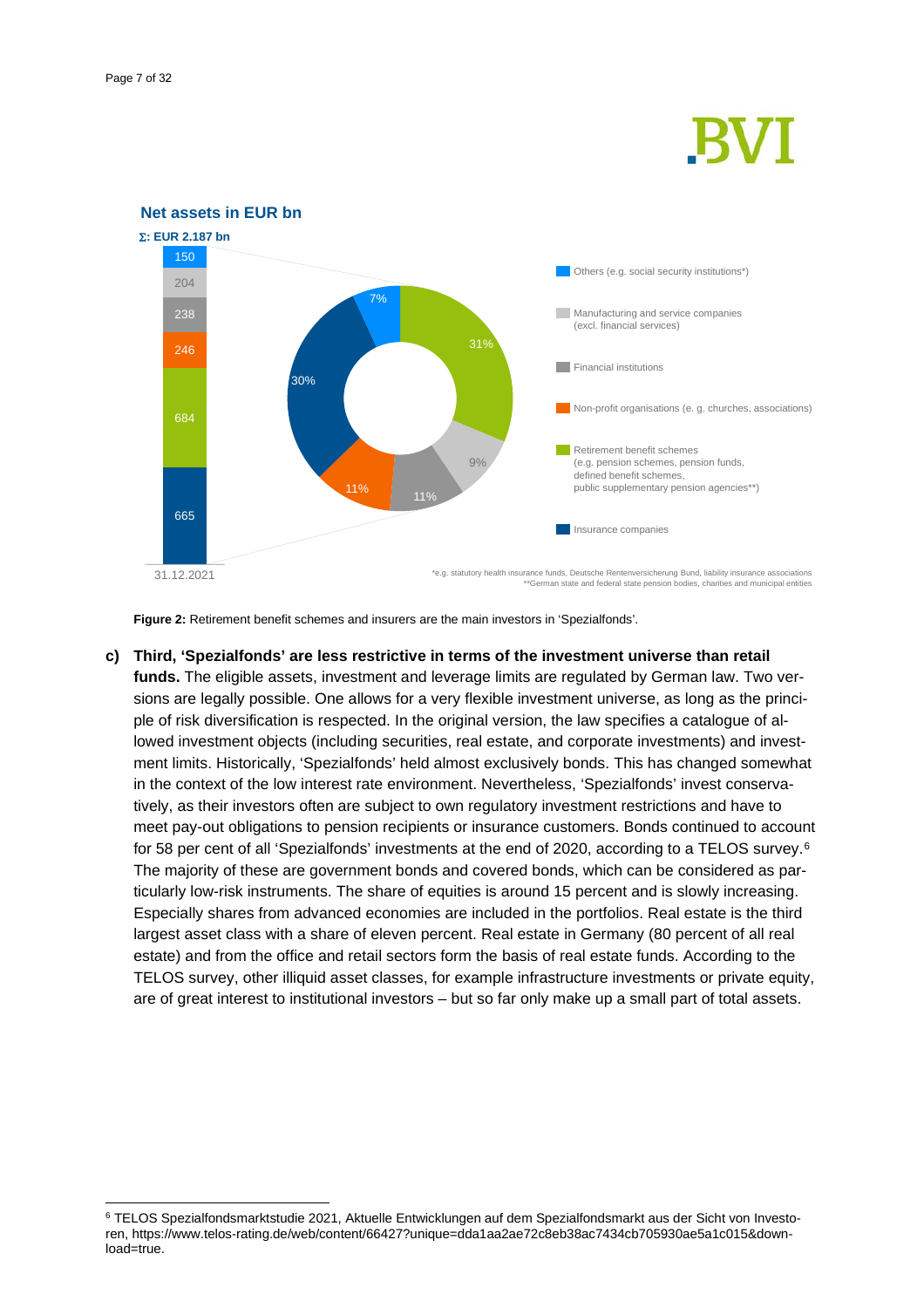**Net assets in EUR bn**

**Σ: EUR 2.187 bn**

| Investor group | Net assets (EUR bn) | Share |
|---|---|---|
| Others (e.g. social security institutions*) | 150 | 7% |
| Manufacturing and service companies (excl. financial services) | 204 | 9% |
| Financial institutions | 238 | 11% |
| Non-profit organisations (e. g. churches, associations) | 246 | 11% |
| Retirement benefit schemes (e.g. pension schemes, pension funds, defined benefit schemes, public supplementary pension agencies**) | 684 | 31% |
| Insurance companies | 665 | 30% |

31.12.2021

*e.g. statutory health insurance funds, Deutsche Rentenversicherung Bund, liability insurance associations
**German state and federal state pension bodies, charities and municipal entities

**Figure 2:** Retirement benefit schemes and insurers are the main investors in 'Spezialfonds'.

**c) Third, 'Spezialfonds' are less restrictive in terms of the investment universe than retail funds.** The eligible assets, investment and leverage limits are regulated by German law. Two versions are legally possible. One allows for a very flexible investment universe, as long as the principle of risk diversification is respected. In the original version, the law specifies a catalogue of allowed investment objects (including securities, real estate, and corporate investments) and investment limits. Historically, 'Spezialfonds' held almost exclusively bonds. This has changed somewhat in the context of the low interest rate environment. Nevertheless, 'Spezialfonds' invest conservatively, as their investors often are subject to own regulatory investment restrictions and have to meet pay-out obligations to pension recipients or insurance customers. Bonds continued to account for 58 per cent of all 'Spezialfonds' investments at the end of 2020, according to a TELOS survey.[6] The majority of these are government bonds and covered bonds, which can be considered as particularly low-risk instruments. The share of equities is around 15 percent and is slowly increasing. Especially shares from advanced economies are included in the portfolios. Real estate is the third largest asset class with a share of eleven percent. Real estate in Germany (80 percent of all real estate) and from the office and retail sectors form the basis of real estate funds. According to the TELOS survey, other illiquid asset classes, for example infrastructure investments or private equity, are of great interest to institutional investors – but so far only make up a small part of total assets.

[6] TELOS Spezialfondsmarktstudie 2021, Aktuelle Entwicklungen auf dem Spezialfondsmarkt aus der Sicht von Investoren, https://www.telos-rating.de/web/content/66427?unique=dda1aa2ae72c8eb38ac7434cb705930ae5a1c015&download=true.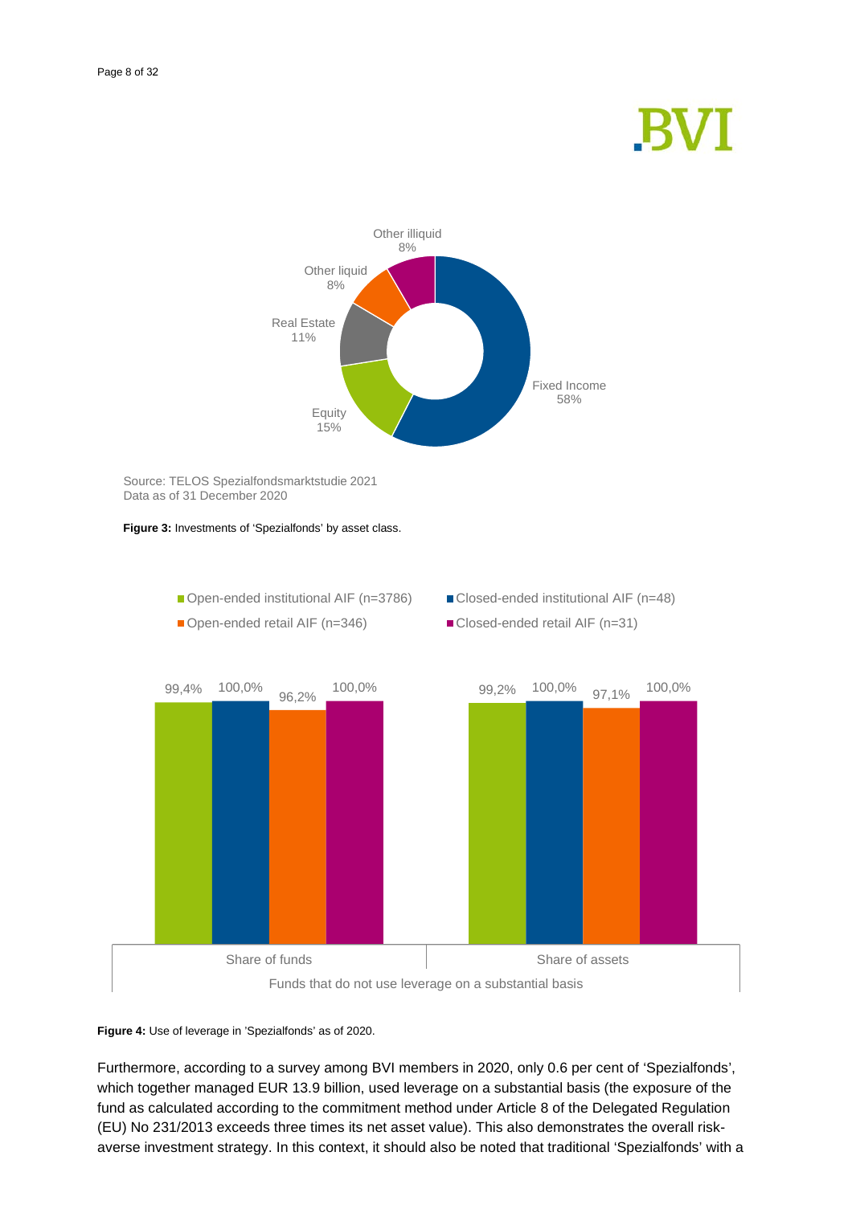Other illiquid 8%

Other liquid 8%

Real Estate 11%

Equity 15%

Fixed Income 58%

Source: TELOS Spezialfondsmarktstudie 2021
Data as of 31 December 2020

**Figure 3:** Investments of 'Spezialfonds' by asset class.

| Funds that do not use leverage on a substantial basis | Open-ended institutional AIF (n=3786) | Closed-ended institutional AIF (n=48) | Open-ended retail AIF (n=346) | Closed-ended retail AIF (n=31) |
|---|---|---|---|---|
| Share of funds | 99,4% | 100,0% | 96,2% | 100,0% |
| Share of assets | 99,2% | 100,0% | 97,1% | 100,0% |

**Figure 4:** Use of leverage in 'Spezialfonds' as of 2020.

Furthermore, according to a survey among BVI members in 2020, only 0.6 per cent of 'Spezialfonds', which together managed EUR 13.9 billion, used leverage on a substantial basis (the exposure of the fund as calculated according to the commitment method under Article 8 of the Delegated Regulation (EU) No 231/2013 exceeds three times its net asset value). This also demonstrates the overall risk-averse investment strategy. In this context, it should also be noted that traditional 'Spezialfonds' with a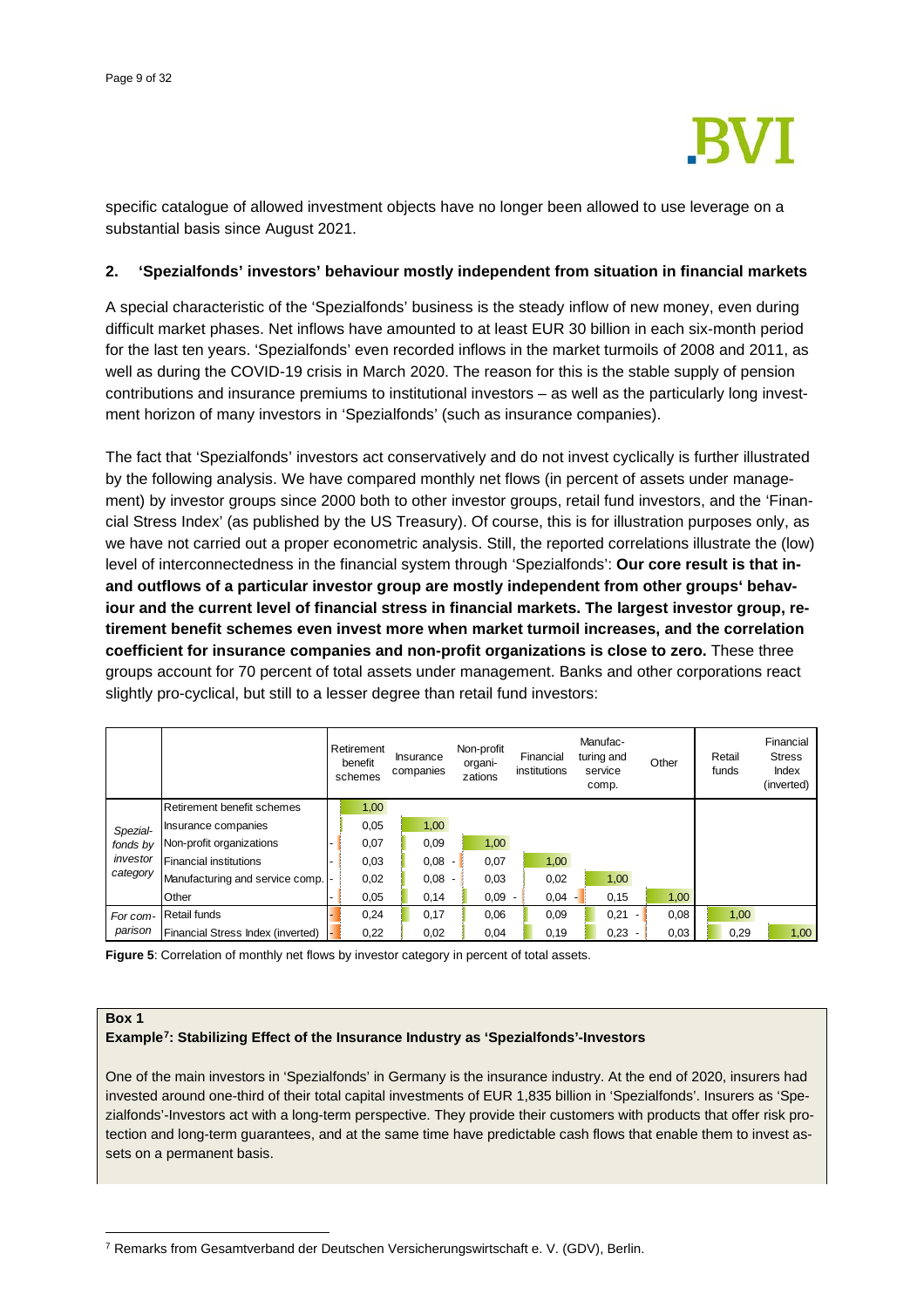specific catalogue of allowed investment objects have no longer been allowed to use leverage on a substantial basis since August 2021.

## 2. 'Spezialfonds' investors' behaviour mostly independent from situation in financial markets

A special characteristic of the 'Spezialfonds' business is the steady inflow of new money, even during difficult market phases. Net inflows have amounted to at least EUR 30 billion in each six-month period for the last ten years. 'Spezialfonds' even recorded inflows in the market turmoils of 2008 and 2011, as well as during the COVID-19 crisis in March 2020. The reason for this is the stable supply of pension contributions and insurance premiums to institutional investors – as well as the particularly long investment horizon of many investors in 'Spezialfonds' (such as insurance companies).

The fact that 'Spezialfonds' investors act conservatively and do not invest cyclically is further illustrated by the following analysis. We have compared monthly net flows (in percent of assets under management) by investor groups since 2000 both to other investor groups, retail fund investors, and the 'Financial Stress Index' (as published by the US Treasury). Of course, this is for illustration purposes only, as we have not carried out a proper econometric analysis. Still, the reported correlations illustrate the (low) level of interconnectedness in the financial system through 'Spezialfonds': **Our core result is that in- and outflows of a particular investor group are mostly independent from other groups' behaviour and the current level of financial stress in financial markets. The largest investor group, retirement benefit schemes even invest more when market turmoil increases, and the correlation coefficient for insurance companies and non-profit organizations is close to zero.** These three groups account for 70 percent of total assets under management. Banks and other corporations react slightly pro-cyclical, but still to a lesser degree than retail fund investors:

| | | Retirement benefit schemes | Insurance companies | Non-profit organi-zations | Financial institutions | Manufac-turing and service comp. | Other | Retail funds | Financial Stress Index (inverted) |
|---|---|---|---|---|---|---|---|---|---|
| *Spezial-fonds by investor category* | Retirement benefit schemes | 1,00 | | | | | | | |
| | Insurance companies | 0,05 | 1,00 | | | | | | |
| | Non-profit organizations | -0,07 | 0,09 | 1,00 | | | | | |
| | Financial institutions | -0,03 | 0,08 | -0,07 | 1,00 | | | | |
| | Manufacturing and service comp. | -0,02 | 0,08 | -0,03 | 0,02 | 1,00 | | | |
| | Other | -0,05 | 0,14 | 0,09 | -0,04 | -0,15 | 1,00 | | |
| *For com-parison* | Retail funds | -0,24 | 0,17 | 0,06 | 0,09 | 0,21 | -0,08 | 1,00 | |
| | Financial Stress Index (inverted) | -0,22 | 0,02 | 0,04 | 0,19 | 0,23 | -0,03 | 0,29 | 1,00 |

**Figure 5**: Correlation of monthly net flows by investor category in percent of total assets.

**Box 1**

**Example[7]: Stabilizing Effect of the Insurance Industry as 'Spezialfonds'-Investors**

One of the main investors in 'Spezialfonds' in Germany is the insurance industry. At the end of 2020, insurers had invested around one-third of their total capital investments of EUR 1,835 billion in 'Spezialfonds'. Insurers as 'Spezialfonds'-Investors act with a long-term perspective. They provide their customers with products that offer risk protection and long-term guarantees, and at the same time have predictable cash flows that enable them to invest assets on a permanent basis.

[7] Remarks from Gesamtverband der Deutschen Versicherungswirtschaft e. V. (GDV), Berlin.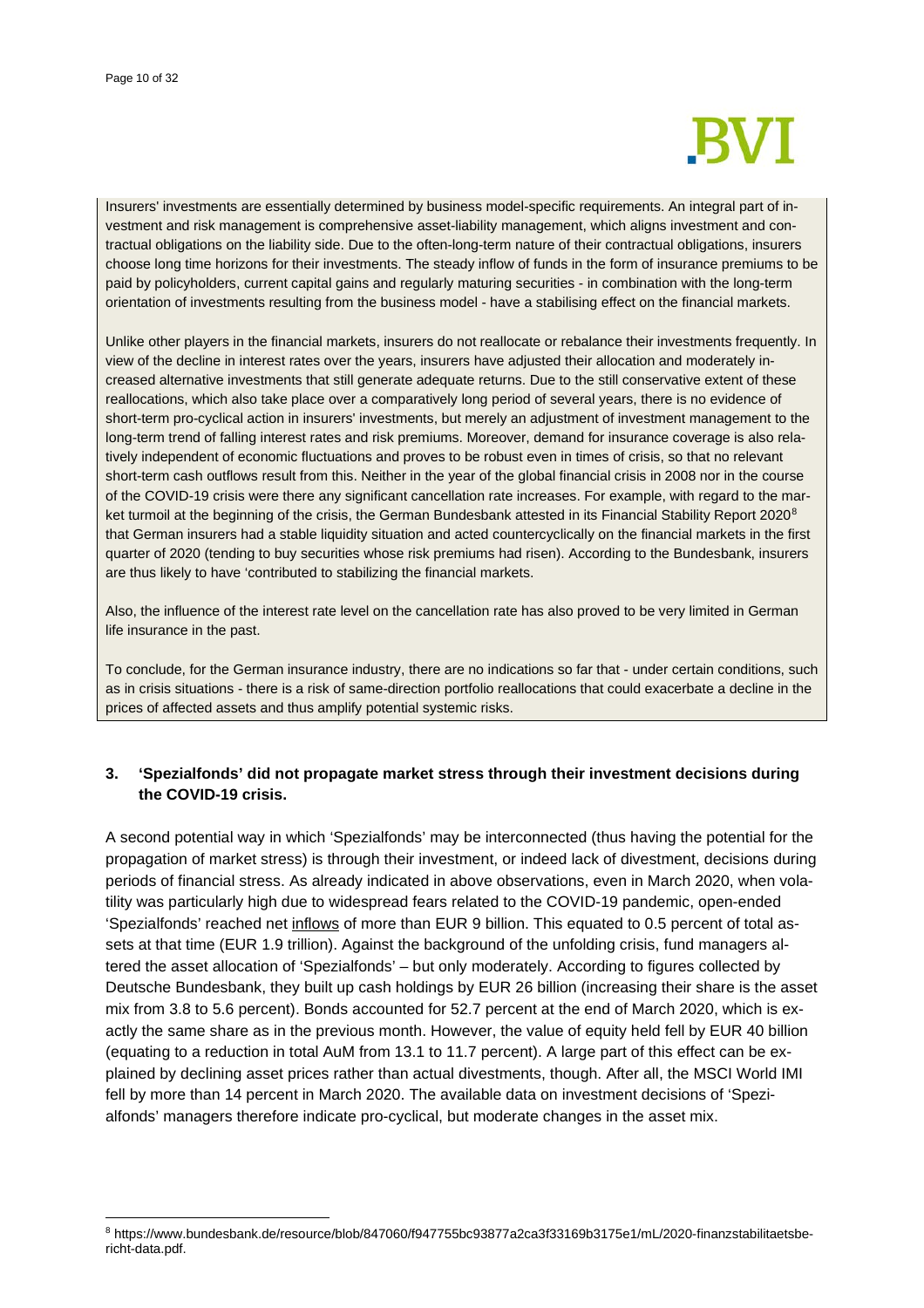Insurers' investments are essentially determined by business model-specific requirements. An integral part of investment and risk management is comprehensive asset-liability management, which aligns investment and contractual obligations on the liability side. Due to the often-long-term nature of their contractual obligations, insurers choose long time horizons for their investments. The steady inflow of funds in the form of insurance premiums to be paid by policyholders, current capital gains and regularly maturing securities - in combination with the long-term orientation of investments resulting from the business model - have a stabilising effect on the financial markets.

Unlike other players in the financial markets, insurers do not reallocate or rebalance their investments frequently. In view of the decline in interest rates over the years, insurers have adjusted their allocation and moderately increased alternative investments that still generate adequate returns. Due to the still conservative extent of these reallocations, which also take place over a comparatively long period of several years, there is no evidence of short-term pro-cyclical action in insurers' investments, but merely an adjustment of investment management to the long-term trend of falling interest rates and risk premiums. Moreover, demand for insurance coverage is also relatively independent of economic fluctuations and proves to be robust even in times of crisis, so that no relevant short-term cash outflows result from this. Neither in the year of the global financial crisis in 2008 nor in the course of the COVID-19 crisis were there any significant cancellation rate increases. For example, with regard to the market turmoil at the beginning of the crisis, the German Bundesbank attested in its Financial Stability Report 2020[8] that German insurers had a stable liquidity situation and acted countercyclically on the financial markets in the first quarter of 2020 (tending to buy securities whose risk premiums had risen). According to the Bundesbank, insurers are thus likely to have 'contributed to stabilizing the financial markets.

Also, the influence of the interest rate level on the cancellation rate has also proved to be very limited in German life insurance in the past.

To conclude, for the German insurance industry, there are no indications so far that - under certain conditions, such as in crisis situations - there is a risk of same-direction portfolio reallocations that could exacerbate a decline in the prices of affected assets and thus amplify potential systemic risks.

### 3. 'Spezialfonds' did not propagate market stress through their investment decisions during the COVID-19 crisis.

A second potential way in which 'Spezialfonds' may be interconnected (thus having the potential for the propagation of market stress) is through their investment, or indeed lack of divestment, decisions during periods of financial stress. As already indicated in above observations, even in March 2020, when volatility was particularly high due to widespread fears related to the COVID-19 pandemic, open-ended 'Spezialfonds' reached net inflows of more than EUR 9 billion. This equated to 0.5 percent of total assets at that time (EUR 1.9 trillion). Against the background of the unfolding crisis, fund managers altered the asset allocation of 'Spezialfonds' – but only moderately. According to figures collected by Deutsche Bundesbank, they built up cash holdings by EUR 26 billion (increasing their share is the asset mix from 3.8 to 5.6 percent). Bonds accounted for 52.7 percent at the end of March 2020, which is exactly the same share as in the previous month. However, the value of equity held fell by EUR 40 billion (equating to a reduction in total AuM from 13.1 to 11.7 percent). A large part of this effect can be explained by declining asset prices rather than actual divestments, though. After all, the MSCI World IMI fell by more than 14 percent in March 2020. The available data on investment decisions of 'Spezialfonds' managers therefore indicate pro-cyclical, but moderate changes in the asset mix.

[8] https://www.bundesbank.de/resource/blob/847060/f947755bc93877a2ca3f33169b3175e1/mL/2020-finanzstabilitaetsbericht-data.pdf.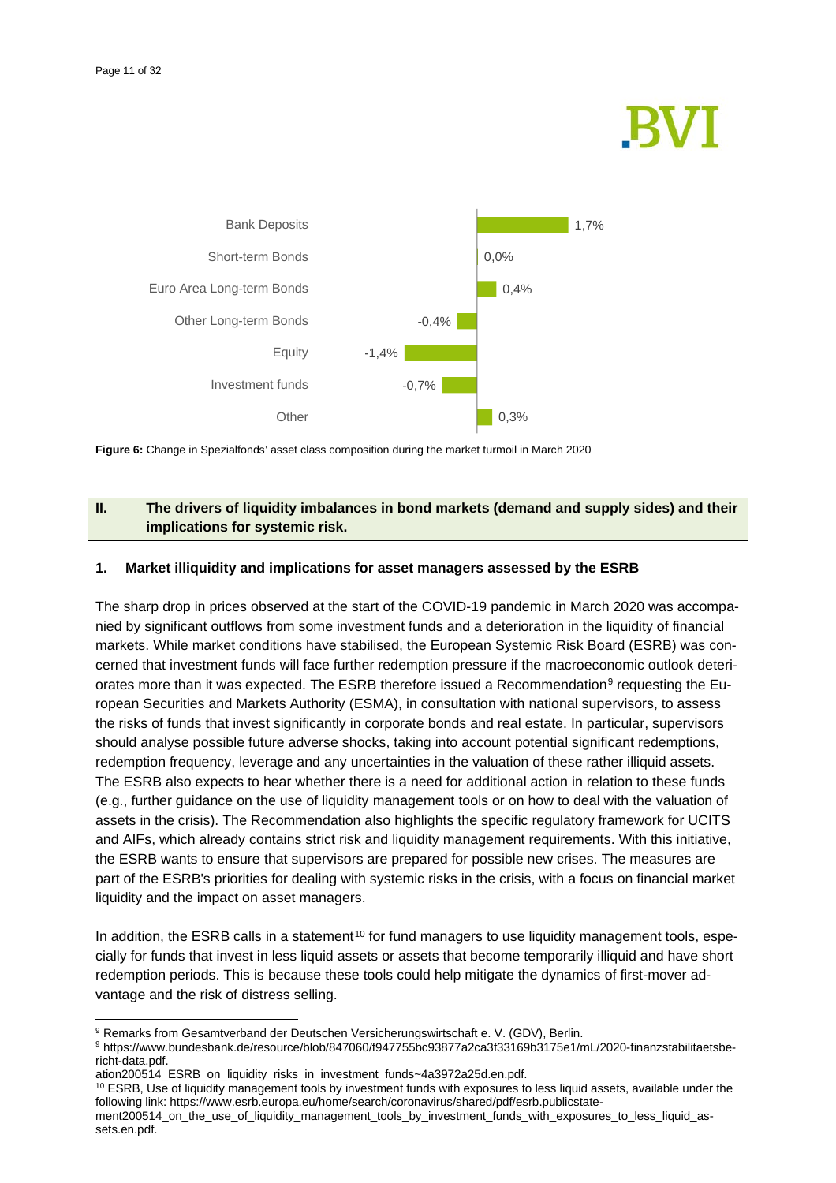| Asset class | Change |
| --- | --- |
| Bank Deposits | 1,7% |
| Short-term Bonds | 0,0% |
| Euro Area Long-term Bonds | 0,4% |
| Other Long-term Bonds | -0,4% |
| Equity | -1,4% |
| Investment funds | -0,7% |
| Other | 0,3% |

**Figure 6:** Change in Spezialfonds' asset class composition during the market turmoil in March 2020

## II. The drivers of liquidity imbalances in bond markets (demand and supply sides) and their implications for systemic risk.

### 1. Market illiquidity and implications for asset managers assessed by the ESRB

The sharp drop in prices observed at the start of the COVID-19 pandemic in March 2020 was accompanied by significant outflows from some investment funds and a deterioration in the liquidity of financial markets. While market conditions have stabilised, the European Systemic Risk Board (ESRB) was concerned that investment funds will face further redemption pressure if the macroeconomic outlook deteriorates more than it was expected. The ESRB therefore issued a Recommendation[9] requesting the European Securities and Markets Authority (ESMA), in consultation with national supervisors, to assess the risks of funds that invest significantly in corporate bonds and real estate. In particular, supervisors should analyse possible future adverse shocks, taking into account potential significant redemptions, redemption frequency, leverage and any uncertainties in the valuation of these rather illiquid assets. The ESRB also expects to hear whether there is a need for additional action in relation to these funds (e.g., further guidance on the use of liquidity management tools or on how to deal with the valuation of assets in the crisis). The Recommendation also highlights the specific regulatory framework for UCITS and AIFs, which already contains strict risk and liquidity management requirements. With this initiative, the ESRB wants to ensure that supervisors are prepared for possible new crises. The measures are part of the ESRB's priorities for dealing with systemic risks in the crisis, with a focus on financial market liquidity and the impact on asset managers.

In addition, the ESRB calls in a statement[10] for fund managers to use liquidity management tools, especially for funds that invest in less liquid assets or assets that become temporarily illiquid and have short redemption periods. This is because these tools could help mitigate the dynamics of first-mover advantage and the risk of distress selling.

---

[9] Remarks from Gesamtverband der Deutschen Versicherungswirtschaft e. V. (GDV), Berlin.

[9] https://www.bundesbank.de/resource/blob/847060/f947755bc93877a2ca3f33169b3175e1/mL/2020-finanzstabilitaetsbericht-data.pdf.
ation200514_ESRB_on_liquidity_risks_in_investment_funds~4a3972a25d.en.pdf.

[10] ESRB, Use of liquidity management tools by investment funds with exposures to less liquid assets, available under the following link: https://www.esrb.europa.eu/home/search/coronavirus/shared/pdf/esrb.publicstatement200514_on_the_use_of_liquidity_management_tools_by_investment_funds_with_exposures_to_less_liquid_assets.en.pdf.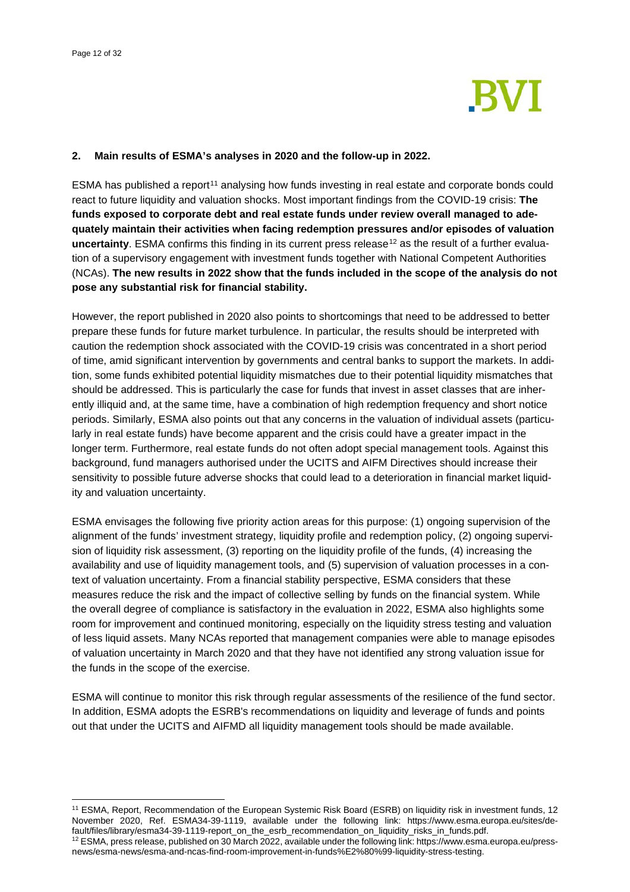## 2. Main results of ESMA's analyses in 2020 and the follow-up in 2022.

ESMA has published a report[11] analysing how funds investing in real estate and corporate bonds could react to future liquidity and valuation shocks. Most important findings from the COVID-19 crisis: **The funds exposed to corporate debt and real estate funds under review overall managed to adequately maintain their activities when facing redemption pressures and/or episodes of valuation uncertainty**. ESMA confirms this finding in its current press release[12] as the result of a further evaluation of a supervisory engagement with investment funds together with National Competent Authorities (NCAs). **The new results in 2022 show that the funds included in the scope of the analysis do not pose any substantial risk for financial stability.**

However, the report published in 2020 also points to shortcomings that need to be addressed to better prepare these funds for future market turbulence. In particular, the results should be interpreted with caution the redemption shock associated with the COVID-19 crisis was concentrated in a short period of time, amid significant intervention by governments and central banks to support the markets. In addition, some funds exhibited potential liquidity mismatches due to their potential liquidity mismatches that should be addressed. This is particularly the case for funds that invest in asset classes that are inherently illiquid and, at the same time, have a combination of high redemption frequency and short notice periods. Similarly, ESMA also points out that any concerns in the valuation of individual assets (particularly in real estate funds) have become apparent and the crisis could have a greater impact in the longer term. Furthermore, real estate funds do not often adopt special management tools. Against this background, fund managers authorised under the UCITS and AIFM Directives should increase their sensitivity to possible future adverse shocks that could lead to a deterioration in financial market liquidity and valuation uncertainty.

ESMA envisages the following five priority action areas for this purpose: (1) ongoing supervision of the alignment of the funds' investment strategy, liquidity profile and redemption policy, (2) ongoing supervision of liquidity risk assessment, (3) reporting on the liquidity profile of the funds, (4) increasing the availability and use of liquidity management tools, and (5) supervision of valuation processes in a context of valuation uncertainty. From a financial stability perspective, ESMA considers that these measures reduce the risk and the impact of collective selling by funds on the financial system. While the overall degree of compliance is satisfactory in the evaluation in 2022, ESMA also highlights some room for improvement and continued monitoring, especially on the liquidity stress testing and valuation of less liquid assets. Many NCAs reported that management companies were able to manage episodes of valuation uncertainty in March 2020 and that they have not identified any strong valuation issue for the funds in the scope of the exercise.

ESMA will continue to monitor this risk through regular assessments of the resilience of the fund sector. In addition, ESMA adopts the ESRB's recommendations on liquidity and leverage of funds and points out that under the UCITS and AIFMD all liquidity management tools should be made available.

---

[11] ESMA, Report, Recommendation of the European Systemic Risk Board (ESRB) on liquidity risk in investment funds, 12 November 2020, Ref. ESMA34-39-1119, available under the following link: https://www.esma.europa.eu/sites/default/files/library/esma34-39-1119-report_on_the_esrb_recommendation_on_liquidity_risks_in_funds.pdf.

[12] ESMA, press release, published on 30 March 2022, available under the following link: https://www.esma.europa.eu/press-news/esma-news/esma-and-ncas-find-room-improvement-in-funds%E2%80%99-liquidity-stress-testing.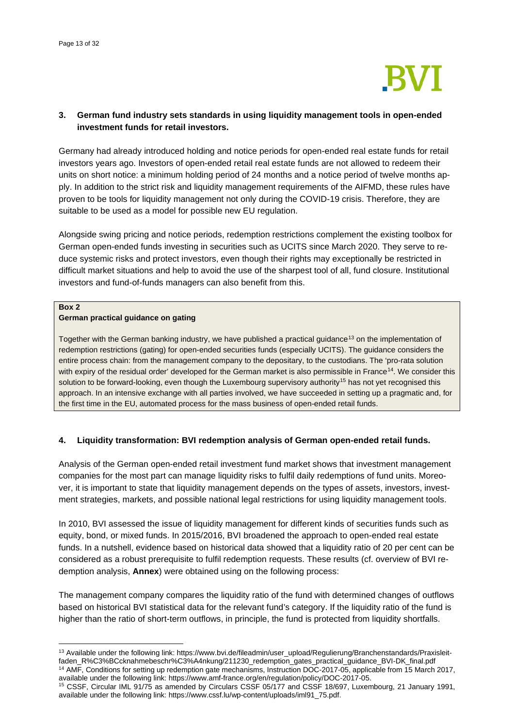## 3. German fund industry sets standards in using liquidity management tools in open-ended investment funds for retail investors.

Germany had already introduced holding and notice periods for open-ended real estate funds for retail investors years ago. Investors of open-ended retail real estate funds are not allowed to redeem their units on short notice: a minimum holding period of 24 months and a notice period of twelve months apply. In addition to the strict risk and liquidity management requirements of the AIFMD, these rules have proven to be tools for liquidity management not only during the COVID-19 crisis. Therefore, they are suitable to be used as a model for possible new EU regulation.

Alongside swing pricing and notice periods, redemption restrictions complement the existing toolbox for German open-ended funds investing in securities such as UCITS since March 2020. They serve to reduce systemic risks and protect investors, even though their rights may exceptionally be restricted in difficult market situations and help to avoid the use of the sharpest tool of all, fund closure. Institutional investors and fund-of-funds managers can also benefit from this.

> **Box 2**
> **German practical guidance on gating**
>
> Together with the German banking industry, we have published a practical guidance[13] on the implementation of redemption restrictions (gating) for open-ended securities funds (especially UCITS). The guidance considers the entire process chain: from the management company to the depositary, to the custodians. The 'pro-rata solution with expiry of the residual order' developed for the German market is also permissible in France[14]. We consider this solution to be forward-looking, even though the Luxembourg supervisory authority[15] has not yet recognised this approach. In an intensive exchange with all parties involved, we have succeeded in setting up a pragmatic and, for the first time in the EU, automated process for the mass business of open-ended retail funds.

## 4. Liquidity transformation: BVI redemption analysis of German open-ended retail funds.

Analysis of the German open-ended retail investment fund market shows that investment management companies for the most part can manage liquidity risks to fulfil daily redemptions of fund units. Moreover, it is important to state that liquidity management depends on the types of assets, investors, investment strategies, markets, and possible national legal restrictions for using liquidity management tools.

In 2010, BVI assessed the issue of liquidity management for different kinds of securities funds such as equity, bond, or mixed funds. In 2015/2016, BVI broadened the approach to open-ended real estate funds. In a nutshell, evidence based on historical data showed that a liquidity ratio of 20 per cent can be considered as a robust prerequisite to fulfil redemption requests. These results (cf. overview of BVI redemption analysis, **Annex**) were obtained using on the following process:

The management company compares the liquidity ratio of the fund with determined changes of outflows based on historical BVI statistical data for the relevant fund's category. If the liquidity ratio of the fund is higher than the ratio of short-term outflows, in principle, the fund is protected from liquidity shortfalls.

---

[13] Available under the following link: https://www.bvi.de/fileadmin/user_upload/Regulierung/Branchenstandards/Praxisleitfaden_R%C3%BCcknahmebeschr%C3%A4nkung/211230_redemption_gates_practical_guidance_BVI-DK_final.pdf

[14] AMF, Conditions for setting up redemption gate mechanisms, Instruction DOC-2017-05, applicable from 15 March 2017, available under the following link: https://www.amf-france.org/en/regulation/policy/DOC-2017-05.

[15] CSSF, Circular IML 91/75 as amended by Circulars CSSF 05/177 and CSSF 18/697, Luxembourg, 21 January 1991, available under the following link: https://www.cssf.lu/wp-content/uploads/iml91_75.pdf.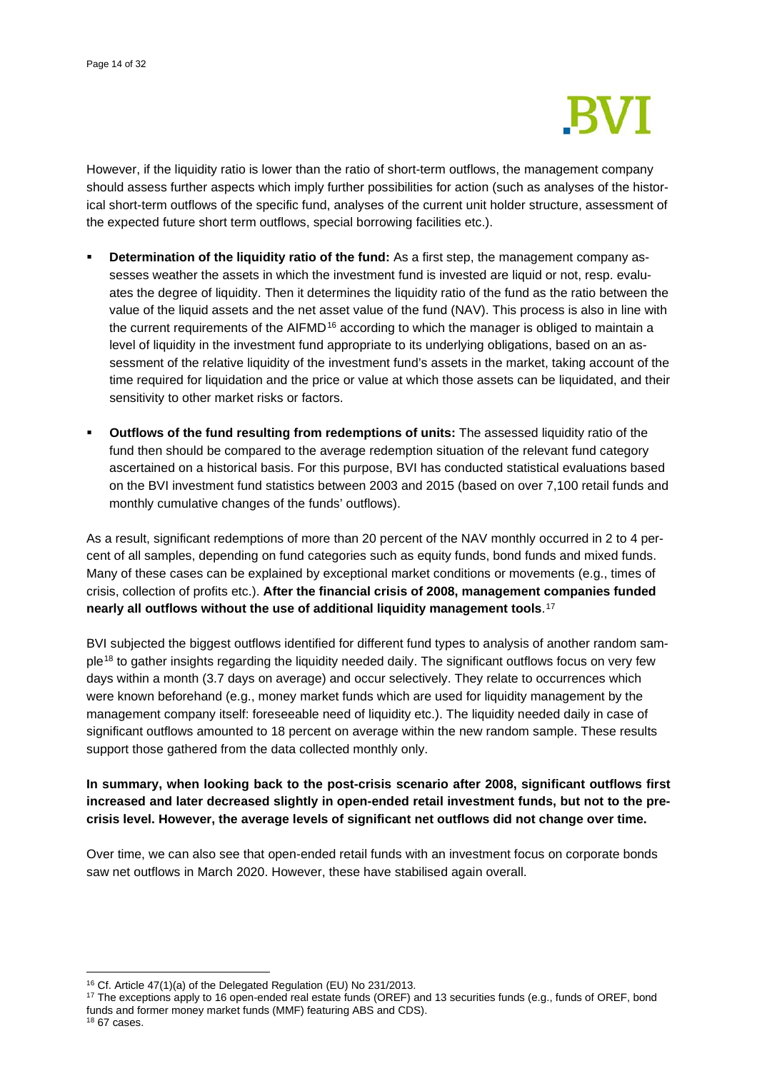However, if the liquidity ratio is lower than the ratio of short-term outflows, the management company should assess further aspects which imply further possibilities for action (such as analyses of the historical short-term outflows of the specific fund, analyses of the current unit holder structure, assessment of the expected future short term outflows, special borrowing facilities etc.).

- **Determination of the liquidity ratio of the fund:** As a first step, the management company assesses weather the assets in which the investment fund is invested are liquid or not, resp. evaluates the degree of liquidity. Then it determines the liquidity ratio of the fund as the ratio between the value of the liquid assets and the net asset value of the fund (NAV). This process is also in line with the current requirements of the AIFMD[16] according to which the manager is obliged to maintain a level of liquidity in the investment fund appropriate to its underlying obligations, based on an assessment of the relative liquidity of the investment fund's assets in the market, taking account of the time required for liquidation and the price or value at which those assets can be liquidated, and their sensitivity to other market risks or factors.
- **Outflows of the fund resulting from redemptions of units:** The assessed liquidity ratio of the fund then should be compared to the average redemption situation of the relevant fund category ascertained on a historical basis. For this purpose, BVI has conducted statistical evaluations based on the BVI investment fund statistics between 2003 and 2015 (based on over 7,100 retail funds and monthly cumulative changes of the funds' outflows).

As a result, significant redemptions of more than 20 percent of the NAV monthly occurred in 2 to 4 percent of all samples, depending on fund categories such as equity funds, bond funds and mixed funds. Many of these cases can be explained by exceptional market conditions or movements (e.g., times of crisis, collection of profits etc.). **After the financial crisis of 2008, management companies funded nearly all outflows without the use of additional liquidity management tools**.[17]

BVI subjected the biggest outflows identified for different fund types to analysis of another random sample[18] to gather insights regarding the liquidity needed daily. The significant outflows focus on very few days within a month (3.7 days on average) and occur selectively. They relate to occurrences which were known beforehand (e.g., money market funds which are used for liquidity management by the management company itself: foreseeable need of liquidity etc.). The liquidity needed daily in case of significant outflows amounted to 18 percent on average within the new random sample. These results support those gathered from the data collected monthly only.

**In summary, when looking back to the post-crisis scenario after 2008, significant outflows first increased and later decreased slightly in open-ended retail investment funds, but not to the pre-crisis level. However, the average levels of significant net outflows did not change over time.**

Over time, we can also see that open-ended retail funds with an investment focus on corporate bonds saw net outflows in March 2020. However, these have stabilised again overall.

[16] Cf. Article 47(1)(a) of the Delegated Regulation (EU) No 231/2013.

[17] The exceptions apply to 16 open-ended real estate funds (OREF) and 13 securities funds (e.g., funds of OREF, bond funds and former money market funds (MMF) featuring ABS and CDS).

[18] 67 cases.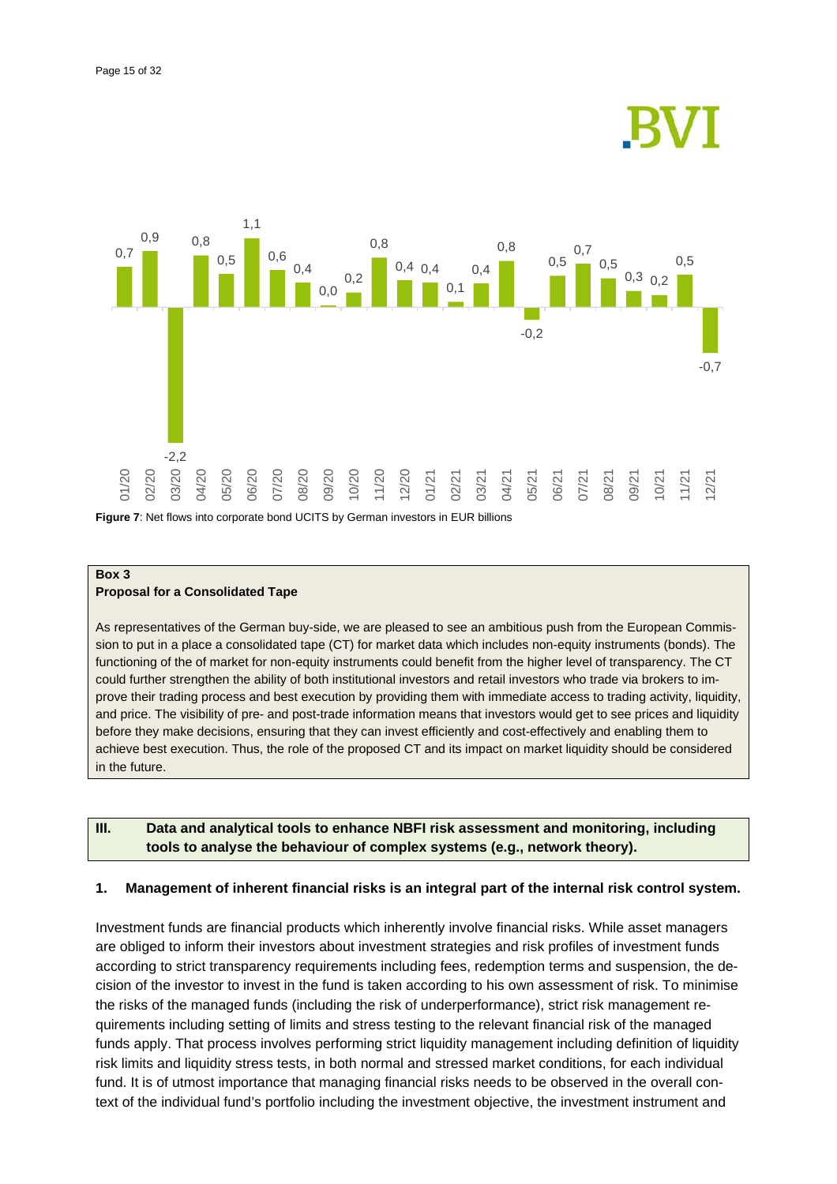**Figure 7**: Net flows into corporate bond UCITS by German investors in EUR billions

> **Box 3**
> **Proposal for a Consolidated Tape**
>
> As representatives of the German buy-side, we are pleased to see an ambitious push from the European Commission to put in a place a consolidated tape (CT) for market data which includes non-equity instruments (bonds). The functioning of the of market for non-equity instruments could benefit from the higher level of transparency. The CT could further strengthen the ability of both institutional investors and retail investors who trade via brokers to improve their trading process and best execution by providing them with immediate access to trading activity, liquidity, and price. The visibility of pre- and post-trade information means that investors would get to see prices and liquidity before they make decisions, ensuring that they can invest efficiently and cost-effectively and enabling them to achieve best execution. Thus, the role of the proposed CT and its impact on market liquidity should be considered in the future.

## III. Data and analytical tools to enhance NBFI risk assessment and monitoring, including tools to analyse the behaviour of complex systems (e.g., network theory).

### 1. Management of inherent financial risks is an integral part of the internal risk control system.

Investment funds are financial products which inherently involve financial risks. While asset managers are obliged to inform their investors about investment strategies and risk profiles of investment funds according to strict transparency requirements including fees, redemption terms and suspension, the decision of the investor to invest in the fund is taken according to his own assessment of risk. To minimise the risks of the managed funds (including the risk of underperformance), strict risk management requirements including setting of limits and stress testing to the relevant financial risk of the managed funds apply. That process involves performing strict liquidity management including definition of liquidity risk limits and liquidity stress tests, in both normal and stressed market conditions, for each individual fund. It is of utmost importance that managing financial risks needs to be observed in the overall context of the individual fund's portfolio including the investment objective, the investment instrument and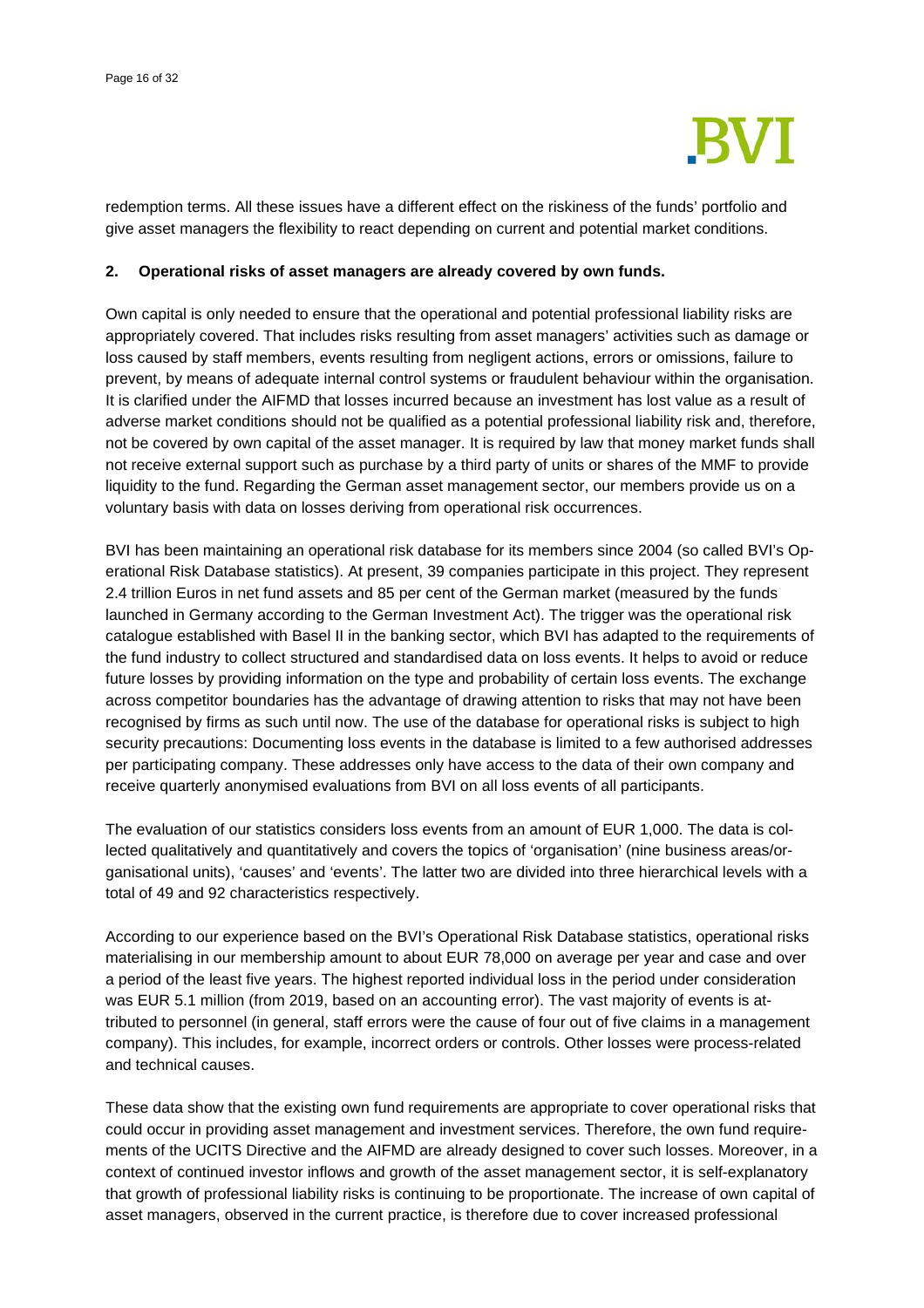redemption terms. All these issues have a different effect on the riskiness of the funds' portfolio and give asset managers the flexibility to react depending on current and potential market conditions.

**2. Operational risks of asset managers are already covered by own funds.**

Own capital is only needed to ensure that the operational and potential professional liability risks are appropriately covered. That includes risks resulting from asset managers' activities such as damage or loss caused by staff members, events resulting from negligent actions, errors or omissions, failure to prevent, by means of adequate internal control systems or fraudulent behaviour within the organisation. It is clarified under the AIFMD that losses incurred because an investment has lost value as a result of adverse market conditions should not be qualified as a potential professional liability risk and, therefore, not be covered by own capital of the asset manager. It is required by law that money market funds shall not receive external support such as purchase by a third party of units or shares of the MMF to provide liquidity to the fund. Regarding the German asset management sector, our members provide us on a voluntary basis with data on losses deriving from operational risk occurrences.

BVI has been maintaining an operational risk database for its members since 2004 (so called BVI's Operational Risk Database statistics). At present, 39 companies participate in this project. They represent 2.4 trillion Euros in net fund assets and 85 per cent of the German market (measured by the funds launched in Germany according to the German Investment Act). The trigger was the operational risk catalogue established with Basel II in the banking sector, which BVI has adapted to the requirements of the fund industry to collect structured and standardised data on loss events. It helps to avoid or reduce future losses by providing information on the type and probability of certain loss events. The exchange across competitor boundaries has the advantage of drawing attention to risks that may not have been recognised by firms as such until now. The use of the database for operational risks is subject to high security precautions: Documenting loss events in the database is limited to a few authorised addresses per participating company. These addresses only have access to the data of their own company and receive quarterly anonymised evaluations from BVI on all loss events of all participants.

The evaluation of our statistics considers loss events from an amount of EUR 1,000. The data is collected qualitatively and quantitatively and covers the topics of 'organisation' (nine business areas/organisational units), 'causes' and 'events'. The latter two are divided into three hierarchical levels with a total of 49 and 92 characteristics respectively.

According to our experience based on the BVI's Operational Risk Database statistics, operational risks materialising in our membership amount to about EUR 78,000 on average per year and case and over a period of the least five years. The highest reported individual loss in the period under consideration was EUR 5.1 million (from 2019, based on an accounting error). The vast majority of events is attributed to personnel (in general, staff errors were the cause of four out of five claims in a management company). This includes, for example, incorrect orders or controls. Other losses were process-related and technical causes.

These data show that the existing own fund requirements are appropriate to cover operational risks that could occur in providing asset management and investment services. Therefore, the own fund requirements of the UCITS Directive and the AIFMD are already designed to cover such losses. Moreover, in a context of continued investor inflows and growth of the asset management sector, it is self-explanatory that growth of professional liability risks is continuing to be proportionate. The increase of own capital of asset managers, observed in the current practice, is therefore due to cover increased professional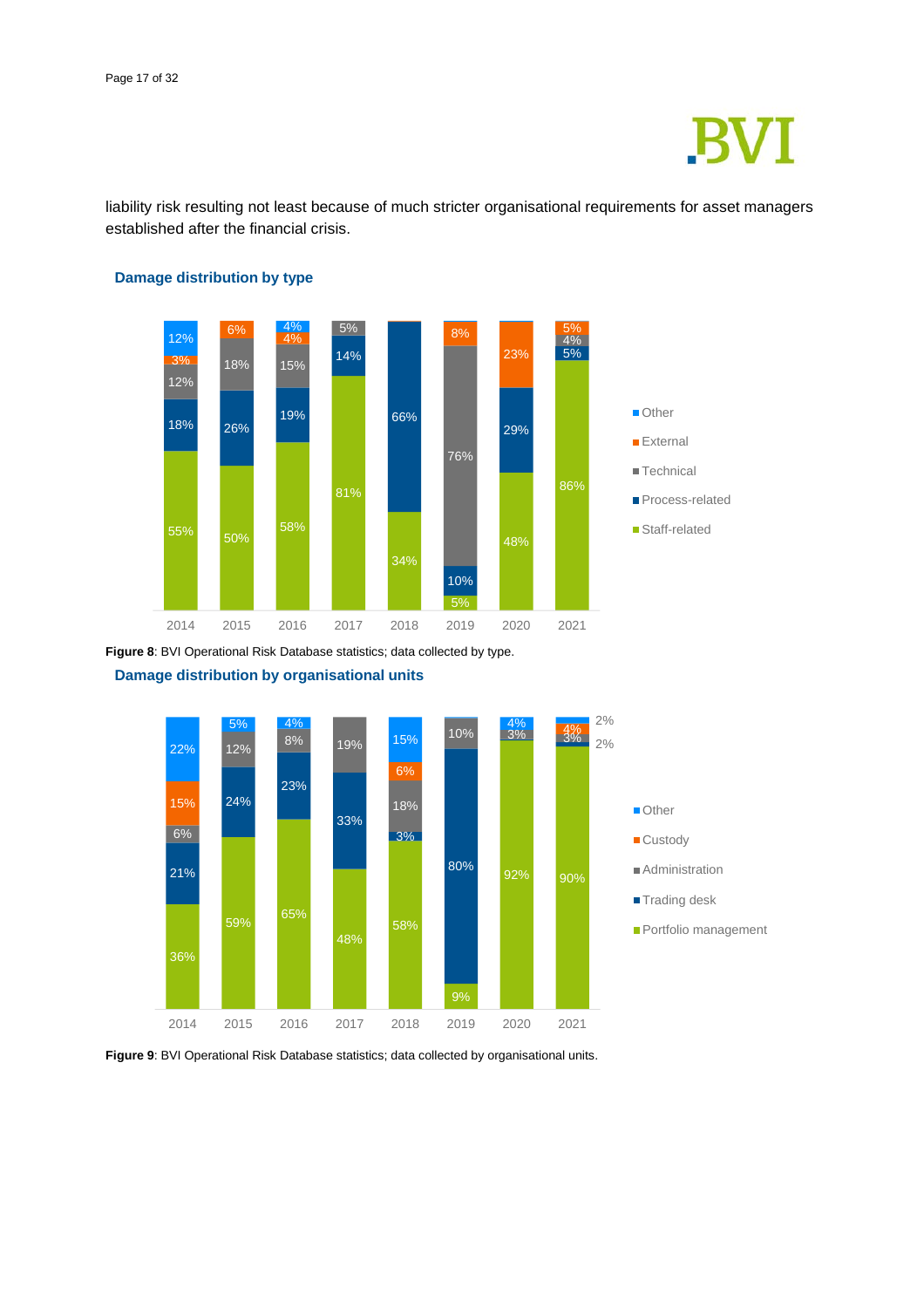liability risk resulting not least because of much stricter organisational requirements for asset managers established after the financial crisis.

### Damage distribution by type

| | 2014 | 2015 | 2016 | 2017 | 2018 | 2019 | 2020 | 2021 |
|---|---|---|---|---|---|---|---|---|
| Other | 12% | | 4% | | | | | |
| External | 3% | 6% | 4% | | | 8% | 23% | 5% |
| Technical | 12% | 18% | 15% | 5% | | 76% | | 4% |
| Process-related | 18% | 26% | 19% | 14% | 66% | 10% | 29% | 5% |
| Staff-related | 55% | 50% | 58% | 81% | 34% | 5% | 48% | 86% |

**Figure 8**: BVI Operational Risk Database statistics; data collected by type.

### Damage distribution by organisational units

| | 2014 | 2015 | 2016 | 2017 | 2018 | 2019 | 2020 | 2021 |
|---|---|---|---|---|---|---|---|---|
| Other | 22% | 5% | 4% | | 15% | | 4% | 2% |
| Custody | 15% | | | | 6% | | | 4% |
| Administration | 6% | 12% | 8% | 19% | 18% | 10% | 3% | 3% |
| Trading desk | 21% | 24% | 23% | 33% | 3% | 80% | | 2% |
| Portfolio management | 36% | 59% | 65% | 48% | 58% | 9% | 92% | 90% |

**Figure 9**: BVI Operational Risk Database statistics; data collected by organisational units.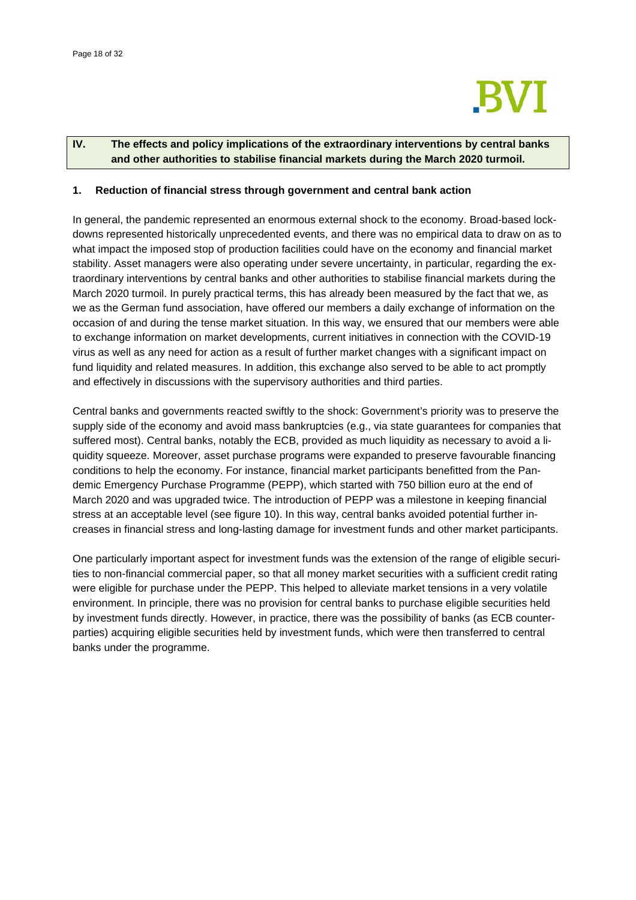## IV. The effects and policy implications of the extraordinary interventions by central banks and other authorities to stabilise financial markets during the March 2020 turmoil.

### 1. Reduction of financial stress through government and central bank action

In general, the pandemic represented an enormous external shock to the economy. Broad-based lockdowns represented historically unprecedented events, and there was no empirical data to draw on as to what impact the imposed stop of production facilities could have on the economy and financial market stability. Asset managers were also operating under severe uncertainty, in particular, regarding the extraordinary interventions by central banks and other authorities to stabilise financial markets during the March 2020 turmoil. In purely practical terms, this has already been measured by the fact that we, as we as the German fund association, have offered our members a daily exchange of information on the occasion of and during the tense market situation. In this way, we ensured that our members were able to exchange information on market developments, current initiatives in connection with the COVID-19 virus as well as any need for action as a result of further market changes with a significant impact on fund liquidity and related measures. In addition, this exchange also served to be able to act promptly and effectively in discussions with the supervisory authorities and third parties.

Central banks and governments reacted swiftly to the shock: Government's priority was to preserve the supply side of the economy and avoid mass bankruptcies (e.g., via state guarantees for companies that suffered most). Central banks, notably the ECB, provided as much liquidity as necessary to avoid a liquidity squeeze. Moreover, asset purchase programs were expanded to preserve favourable financing conditions to help the economy. For instance, financial market participants benefitted from the Pandemic Emergency Purchase Programme (PEPP), which started with 750 billion euro at the end of March 2020 and was upgraded twice. The introduction of PEPP was a milestone in keeping financial stress at an acceptable level (see figure 10). In this way, central banks avoided potential further increases in financial stress and long-lasting damage for investment funds and other market participants.

One particularly important aspect for investment funds was the extension of the range of eligible securities to non-financial commercial paper, so that all money market securities with a sufficient credit rating were eligible for purchase under the PEPP. This helped to alleviate market tensions in a very volatile environment. In principle, there was no provision for central banks to purchase eligible securities held by investment funds directly. However, in practice, there was the possibility of banks (as ECB counterparties) acquiring eligible securities held by investment funds, which were then transferred to central banks under the programme.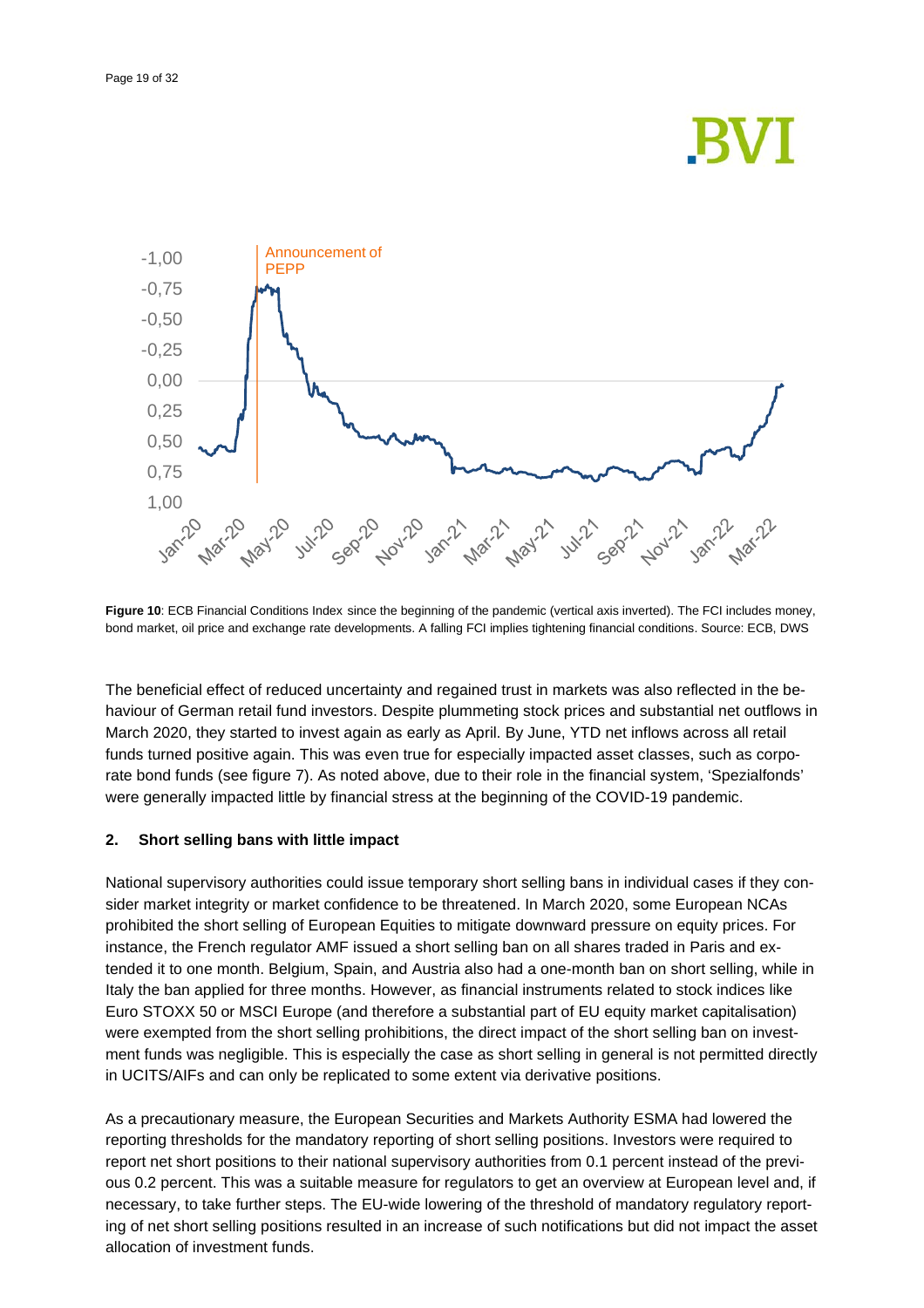**Figure 10**: ECB Financial Conditions Index since the beginning of the pandemic (vertical axis inverted). The FCI includes money, bond market, oil price and exchange rate developments. A falling FCI implies tightening financial conditions. Source: ECB, DWS

The beneficial effect of reduced uncertainty and regained trust in markets was also reflected in the behaviour of German retail fund investors. Despite plummeting stock prices and substantial net outflows in March 2020, they started to invest again as early as April. By June, YTD net inflows across all retail funds turned positive again. This was even true for especially impacted asset classes, such as corporate bond funds (see figure 7). As noted above, due to their role in the financial system, 'Spezialfonds' were generally impacted little by financial stress at the beginning of the COVID-19 pandemic.

## 2. Short selling bans with little impact

National supervisory authorities could issue temporary short selling bans in individual cases if they consider market integrity or market confidence to be threatened. In March 2020, some European NCAs prohibited the short selling of European Equities to mitigate downward pressure on equity prices. For instance, the French regulator AMF issued a short selling ban on all shares traded in Paris and extended it to one month. Belgium, Spain, and Austria also had a one-month ban on short selling, while in Italy the ban applied for three months. However, as financial instruments related to stock indices like Euro STOXX 50 or MSCI Europe (and therefore a substantial part of EU equity market capitalisation) were exempted from the short selling prohibitions, the direct impact of the short selling ban on investment funds was negligible. This is especially the case as short selling in general is not permitted directly in UCITS/AIFs and can only be replicated to some extent via derivative positions.

As a precautionary measure, the European Securities and Markets Authority ESMA had lowered the reporting thresholds for the mandatory reporting of short selling positions. Investors were required to report net short positions to their national supervisory authorities from 0.1 percent instead of the previous 0.2 percent. This was a suitable measure for regulators to get an overview at European level and, if necessary, to take further steps. The EU-wide lowering of the threshold of mandatory regulatory reporting of net short selling positions resulted in an increase of such notifications but did not impact the asset allocation of investment funds.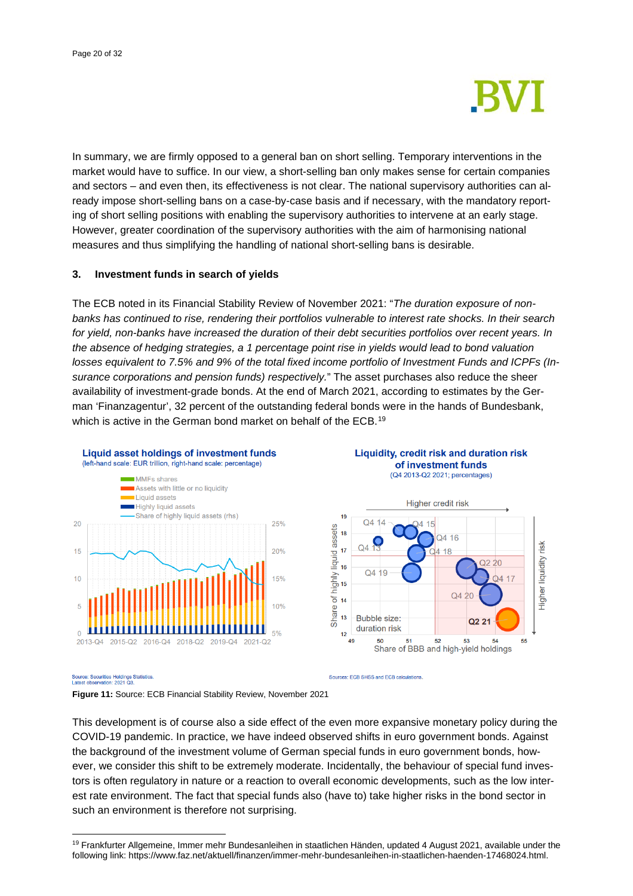In summary, we are firmly opposed to a general ban on short selling. Temporary interventions in the market would have to suffice. In our view, a short-selling ban only makes sense for certain companies and sectors – and even then, its effectiveness is not clear. The national supervisory authorities can already impose short-selling bans on a case-by-case basis and if necessary, with the mandatory reporting of short selling positions with enabling the supervisory authorities to intervene at an early stage. However, greater coordination of the supervisory authorities with the aim of harmonising national measures and thus simplifying the handling of national short-selling bans is desirable.

### 3. Investment funds in search of yields

The ECB noted in its Financial Stability Review of November 2021: "*The duration exposure of non-banks has continued to rise, rendering their portfolios vulnerable to interest rate shocks. In their search for yield, non-banks have increased the duration of their debt securities portfolios over recent years. In the absence of hedging strategies, a 1 percentage point rise in yields would lead to bond valuation losses equivalent to 7.5% and 9% of the total fixed income portfolio of Investment Funds and ICPFs (Insurance corporations and pension funds) respectively.*" The asset purchases also reduce the sheer availability of investment-grade bonds. At the end of March 2021, according to estimates by the German 'Finanzagentur', 32 percent of the outstanding federal bonds were in the hands of Bundesbank, which is active in the German bond market on behalf of the ECB.[19]

**Liquid asset holdings of investment funds**
(left-hand scale: EUR trillion, right-hand scale: percentage)

Source: Securities Holdings Statistics.
Latest observation: 2021 Q3.

**Liquidity, credit risk and duration risk of investment funds**
(Q4 2013-Q2 2021; percentages)

Sources: ECB SHSS and ECB calculations.

**Figure 11:** Source: ECB Financial Stability Review, November 2021

This development is of course also a side effect of the even more expansive monetary policy during the COVID-19 pandemic. In practice, we have indeed observed shifts in euro government bonds. Against the background of the investment volume of German special funds in euro government bonds, however, we consider this shift to be extremely moderate. Incidentally, the behaviour of special fund investors is often regulatory in nature or a reaction to overall economic developments, such as the low interest rate environment. The fact that special funds also (have to) take higher risks in the bond sector in such an environment is therefore not surprising.

---

[19] Frankfurter Allgemeine, Immer mehr Bundesanleihen in staatlichen Händen, updated 4 August 2021, available under the following link: https://www.faz.net/aktuell/finanzen/immer-mehr-bundesanleihen-in-staatlichen-haenden-17468024.html.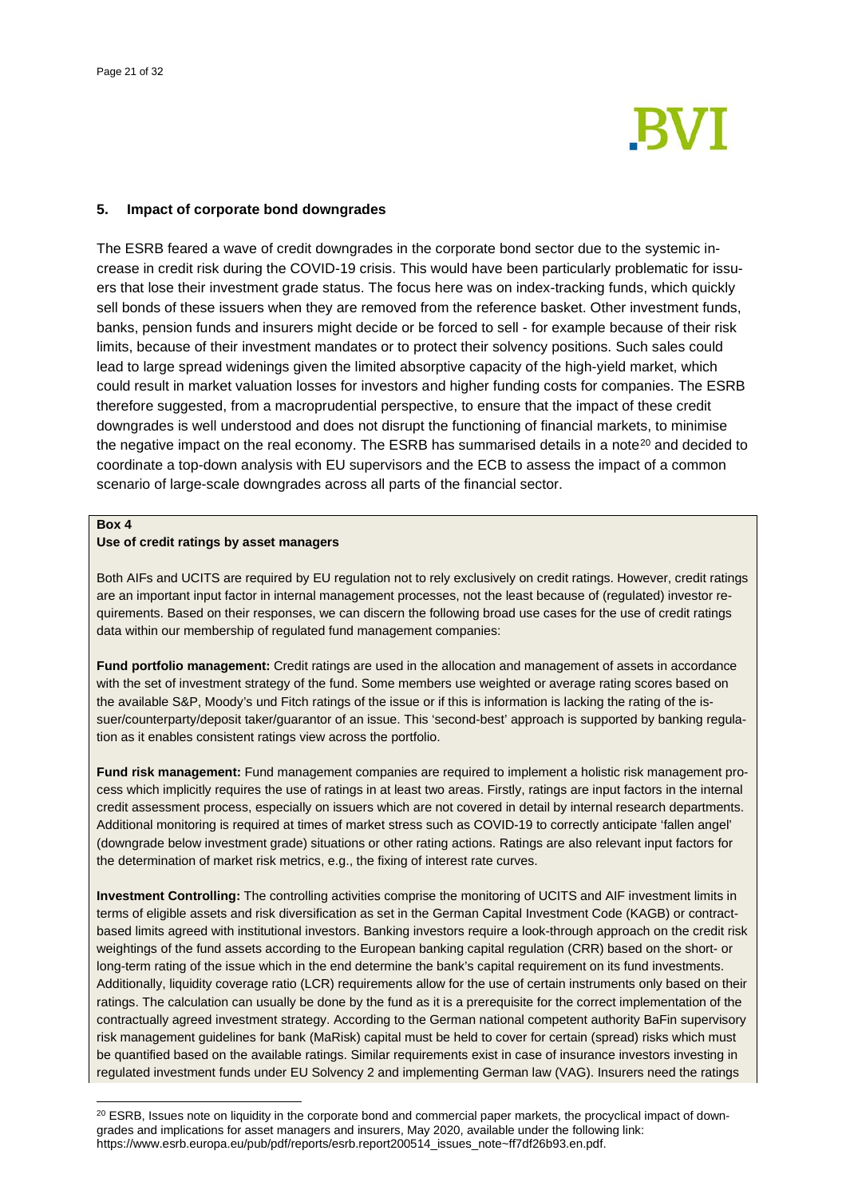## 5. Impact of corporate bond downgrades

The ESRB feared a wave of credit downgrades in the corporate bond sector due to the systemic increase in credit risk during the COVID-19 crisis. This would have been particularly problematic for issuers that lose their investment grade status. The focus here was on index-tracking funds, which quickly sell bonds of these issuers when they are removed from the reference basket. Other investment funds, banks, pension funds and insurers might decide or be forced to sell - for example because of their risk limits, because of their investment mandates or to protect their solvency positions. Such sales could lead to large spread widenings given the limited absorptive capacity of the high-yield market, which could result in market valuation losses for investors and higher funding costs for companies. The ESRB therefore suggested, from a macroprudential perspective, to ensure that the impact of these credit downgrades is well understood and does not disrupt the functioning of financial markets, to minimise the negative impact on the real economy. The ESRB has summarised details in a note[20] and decided to coordinate a top-down analysis with EU supervisors and the ECB to assess the impact of a common scenario of large-scale downgrades across all parts of the financial sector.

**Box 4**
**Use of credit ratings by asset managers**

Both AIFs and UCITS are required by EU regulation not to rely exclusively on credit ratings. However, credit ratings are an important input factor in internal management processes, not the least because of (regulated) investor requirements. Based on their responses, we can discern the following broad use cases for the use of credit ratings data within our membership of regulated fund management companies:

**Fund portfolio management:** Credit ratings are used in the allocation and management of assets in accordance with the set of investment strategy of the fund. Some members use weighted or average rating scores based on the available S&P, Moody's und Fitch ratings of the issue or if this is information is lacking the rating of the issuer/counterparty/deposit taker/guarantor of an issue. This 'second-best' approach is supported by banking regulation as it enables consistent ratings view across the portfolio.

**Fund risk management:** Fund management companies are required to implement a holistic risk management process which implicitly requires the use of ratings in at least two areas. Firstly, ratings are input factors in the internal credit assessment process, especially on issuers which are not covered in detail by internal research departments. Additional monitoring is required at times of market stress such as COVID-19 to correctly anticipate 'fallen angel' (downgrade below investment grade) situations or other rating actions. Ratings are also relevant input factors for the determination of market risk metrics, e.g., the fixing of interest rate curves.

**Investment Controlling:** The controlling activities comprise the monitoring of UCITS and AIF investment limits in terms of eligible assets and risk diversification as set in the German Capital Investment Code (KAGB) or contract-based limits agreed with institutional investors. Banking investors require a look-through approach on the credit risk weightings of the fund assets according to the European banking capital regulation (CRR) based on the short- or long-term rating of the issue which in the end determine the bank's capital requirement on its fund investments. Additionally, liquidity coverage ratio (LCR) requirements allow for the use of certain instruments only based on their ratings. The calculation can usually be done by the fund as it is a prerequisite for the correct implementation of the contractually agreed investment strategy. According to the German national competent authority BaFin supervisory risk management guidelines for bank (MaRisk) capital must be held to cover for certain (spread) risks which must be quantified based on the available ratings. Similar requirements exist in case of insurance investors investing in regulated investment funds under EU Solvency 2 and implementing German law (VAG). Insurers need the ratings

[20] ESRB, Issues note on liquidity in the corporate bond and commercial paper markets, the procyclical impact of downgrades and implications for asset managers and insurers, May 2020, available under the following link: https://www.esrb.europa.eu/pub/pdf/reports/esrb.report200514_issues_note~ff7df26b93.en.pdf.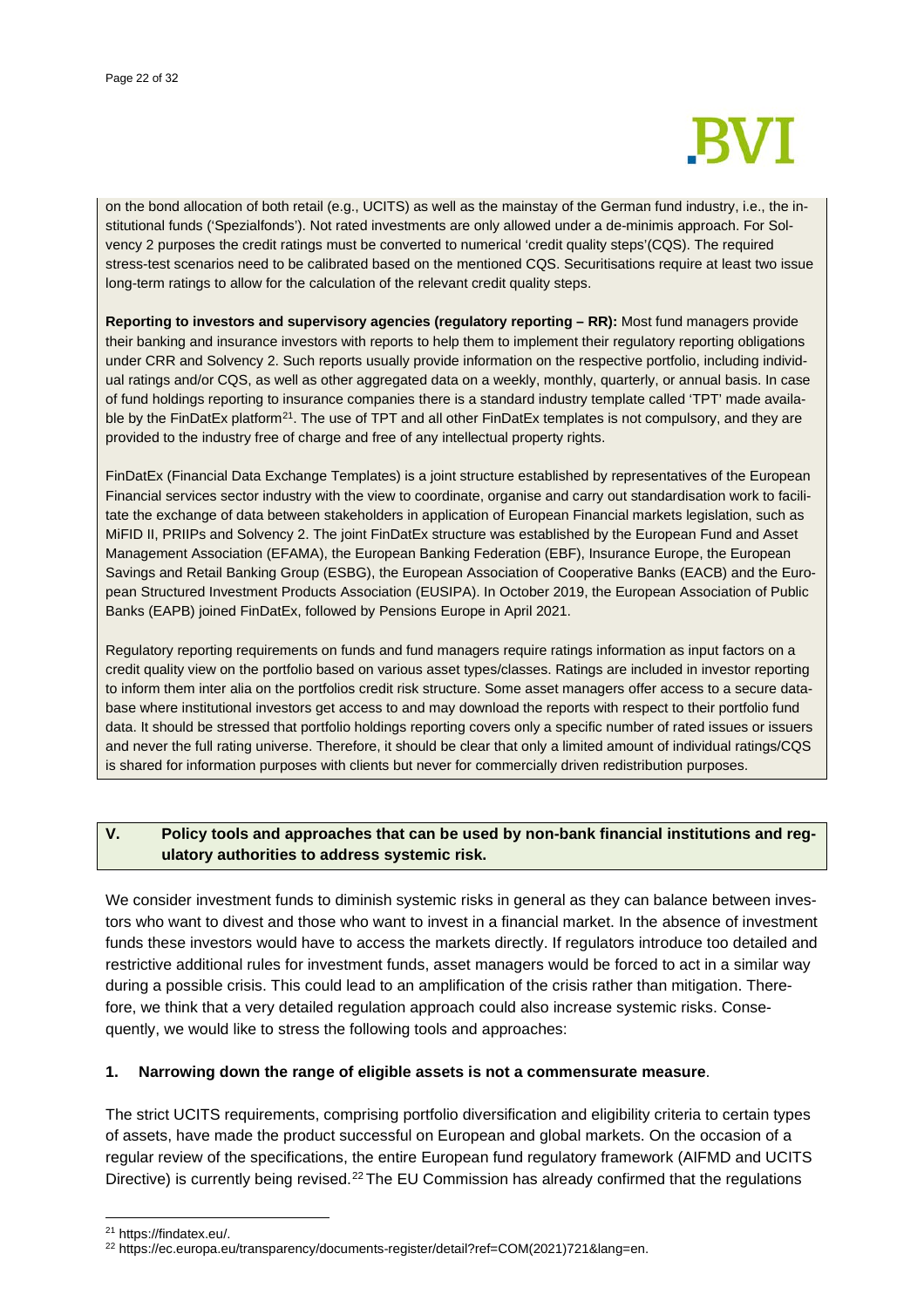on the bond allocation of both retail (e.g., UCITS) as well as the mainstay of the German fund industry, i.e., the institutional funds ('Spezialfonds'). Not rated investments are only allowed under a de-minimis approach. For Solvency 2 purposes the credit ratings must be converted to numerical 'credit quality steps'(CQS). The required stress-test scenarios need to be calibrated based on the mentioned CQS. Securitisations require at least two issue long-term ratings to allow for the calculation of the relevant credit quality steps.

**Reporting to investors and supervisory agencies (regulatory reporting – RR):** Most fund managers provide their banking and insurance investors with reports to help them to implement their regulatory reporting obligations under CRR and Solvency 2. Such reports usually provide information on the respective portfolio, including individual ratings and/or CQS, as well as other aggregated data on a weekly, monthly, quarterly, or annual basis. In case of fund holdings reporting to insurance companies there is a standard industry template called 'TPT' made available by the FinDatEx platform[21]. The use of TPT and all other FinDatEx templates is not compulsory, and they are provided to the industry free of charge and free of any intellectual property rights.

FinDatEx (Financial Data Exchange Templates) is a joint structure established by representatives of the European Financial services sector industry with the view to coordinate, organise and carry out standardisation work to facilitate the exchange of data between stakeholders in application of European Financial markets legislation, such as MiFID II, PRIIPs and Solvency 2. The joint FinDatEx structure was established by the European Fund and Asset Management Association (EFAMA), the European Banking Federation (EBF), Insurance Europe, the European Savings and Retail Banking Group (ESBG), the European Association of Cooperative Banks (EACB) and the European Structured Investment Products Association (EUSIPA). In October 2019, the European Association of Public Banks (EAPB) joined FinDatEx, followed by Pensions Europe in April 2021.

Regulatory reporting requirements on funds and fund managers require ratings information as input factors on a credit quality view on the portfolio based on various asset types/classes. Ratings are included in investor reporting to inform them inter alia on the portfolios credit risk structure. Some asset managers offer access to a secure database where institutional investors get access to and may download the reports with respect to their portfolio fund data. It should be stressed that portfolio holdings reporting covers only a specific number of rated issues or issuers and never the full rating universe. Therefore, it should be clear that only a limited amount of individual ratings/CQS is shared for information purposes with clients but never for commercially driven redistribution purposes.

## V. Policy tools and approaches that can be used by non-bank financial institutions and regulatory authorities to address systemic risk.

We consider investment funds to diminish systemic risks in general as they can balance between investors who want to divest and those who want to invest in a financial market. In the absence of investment funds these investors would have to access the markets directly. If regulators introduce too detailed and restrictive additional rules for investment funds, asset managers would be forced to act in a similar way during a possible crisis. This could lead to an amplification of the crisis rather than mitigation. Therefore, we think that a very detailed regulation approach could also increase systemic risks. Consequently, we would like to stress the following tools and approaches:

### 1. Narrowing down the range of eligible assets is not a commensurate measure.

The strict UCITS requirements, comprising portfolio diversification and eligibility criteria to certain types of assets, have made the product successful on European and global markets. On the occasion of a regular review of the specifications, the entire European fund regulatory framework (AIFMD and UCITS Directive) is currently being revised.[22] The EU Commission has already confirmed that the regulations

---

[21] https://findatex.eu/.

[22] https://ec.europa.eu/transparency/documents-register/detail?ref=COM(2021)721&lang=en.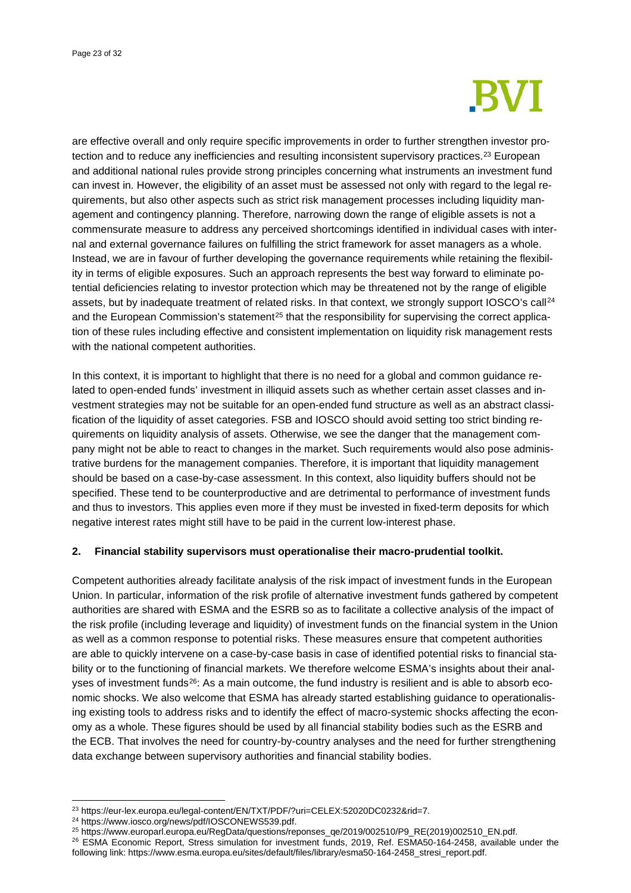are effective overall and only require specific improvements in order to further strengthen investor protection and to reduce any inefficiencies and resulting inconsistent supervisory practices.[23] European and additional national rules provide strong principles concerning what instruments an investment fund can invest in. However, the eligibility of an asset must be assessed not only with regard to the legal requirements, but also other aspects such as strict risk management processes including liquidity management and contingency planning. Therefore, narrowing down the range of eligible assets is not a commensurate measure to address any perceived shortcomings identified in individual cases with internal and external governance failures on fulfilling the strict framework for asset managers as a whole. Instead, we are in favour of further developing the governance requirements while retaining the flexibility in terms of eligible exposures. Such an approach represents the best way forward to eliminate potential deficiencies relating to investor protection which may be threatened not by the range of eligible assets, but by inadequate treatment of related risks. In that context, we strongly support IOSCO's call[24] and the European Commission's statement[25] that the responsibility for supervising the correct application of these rules including effective and consistent implementation on liquidity risk management rests with the national competent authorities.

In this context, it is important to highlight that there is no need for a global and common guidance related to open-ended funds' investment in illiquid assets such as whether certain asset classes and investment strategies may not be suitable for an open-ended fund structure as well as an abstract classification of the liquidity of asset categories. FSB and IOSCO should avoid setting too strict binding requirements on liquidity analysis of assets. Otherwise, we see the danger that the management company might not be able to react to changes in the market. Such requirements would also pose administrative burdens for the management companies. Therefore, it is important that liquidity management should be based on a case-by-case assessment. In this context, also liquidity buffers should not be specified. These tend to be counterproductive and are detrimental to performance of investment funds and thus to investors. This applies even more if they must be invested in fixed-term deposits for which negative interest rates might still have to be paid in the current low-interest phase.

**2. Financial stability supervisors must operationalise their macro-prudential toolkit.**

Competent authorities already facilitate analysis of the risk impact of investment funds in the European Union. In particular, information of the risk profile of alternative investment funds gathered by competent authorities are shared with ESMA and the ESRB so as to facilitate a collective analysis of the impact of the risk profile (including leverage and liquidity) of investment funds on the financial system in the Union as well as a common response to potential risks. These measures ensure that competent authorities are able to quickly intervene on a case-by-case basis in case of identified potential risks to financial stability or to the functioning of financial markets. We therefore welcome ESMA's insights about their analyses of investment funds[26]: As a main outcome, the fund industry is resilient and is able to absorb economic shocks. We also welcome that ESMA has already started establishing guidance to operationalising existing tools to address risks and to identify the effect of macro-systemic shocks affecting the economy as a whole. These figures should be used by all financial stability bodies such as the ESRB and the ECB. That involves the need for country-by-country analyses and the need for further strengthening data exchange between supervisory authorities and financial stability bodies.

---

[23] https://eur-lex.europa.eu/legal-content/EN/TXT/PDF/?uri=CELEX:52020DC0232&rid=7.

[24] https://www.iosco.org/news/pdf/IOSCONEWS539.pdf.

[25] https://www.europarl.europa.eu/RegData/questions/reponses_qe/2019/002510/P9_RE(2019)002510_EN.pdf.

[26] ESMA Economic Report, Stress simulation for investment funds, 2019, Ref. ESMA50-164-2458, available under the following link: https://www.esma.europa.eu/sites/default/files/library/esma50-164-2458_stresi_report.pdf.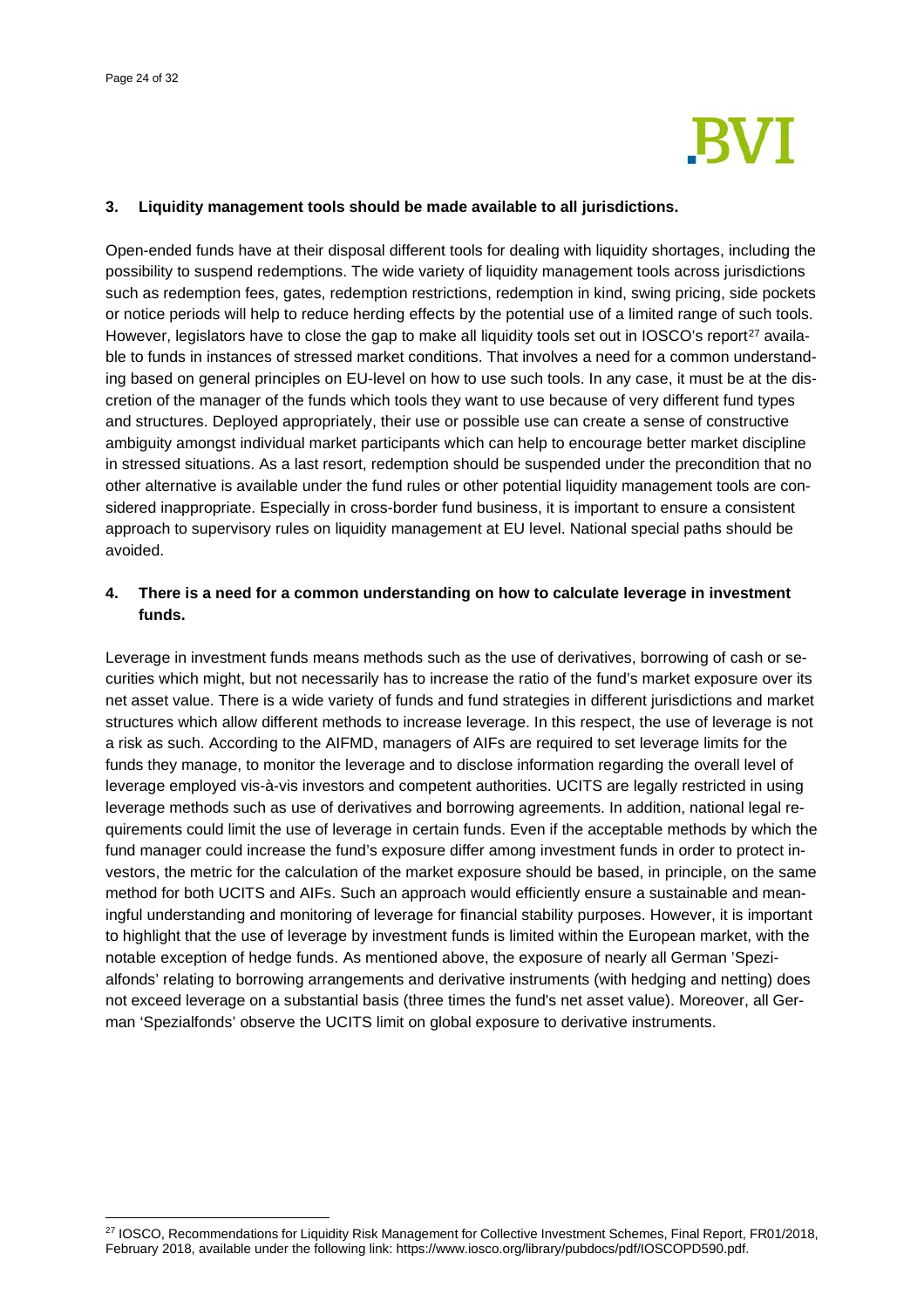### 3. Liquidity management tools should be made available to all jurisdictions.

Open-ended funds have at their disposal different tools for dealing with liquidity shortages, including the possibility to suspend redemptions. The wide variety of liquidity management tools across jurisdictions such as redemption fees, gates, redemption restrictions, redemption in kind, swing pricing, side pockets or notice periods will help to reduce herding effects by the potential use of a limited range of such tools. However, legislators have to close the gap to make all liquidity tools set out in IOSCO's report[27] available to funds in instances of stressed market conditions. That involves a need for a common understanding based on general principles on EU-level on how to use such tools. In any case, it must be at the discretion of the manager of the funds which tools they want to use because of very different fund types and structures. Deployed appropriately, their use or possible use can create a sense of constructive ambiguity amongst individual market participants which can help to encourage better market discipline in stressed situations. As a last resort, redemption should be suspended under the precondition that no other alternative is available under the fund rules or other potential liquidity management tools are considered inappropriate. Especially in cross-border fund business, it is important to ensure a consistent approach to supervisory rules on liquidity management at EU level. National special paths should be avoided.

### 4. There is a need for a common understanding on how to calculate leverage in investment funds.

Leverage in investment funds means methods such as the use of derivatives, borrowing of cash or securities which might, but not necessarily has to increase the ratio of the fund's market exposure over its net asset value. There is a wide variety of funds and fund strategies in different jurisdictions and market structures which allow different methods to increase leverage. In this respect, the use of leverage is not a risk as such. According to the AIFMD, managers of AIFs are required to set leverage limits for the funds they manage, to monitor the leverage and to disclose information regarding the overall level of leverage employed vis-à-vis investors and competent authorities. UCITS are legally restricted in using leverage methods such as use of derivatives and borrowing agreements. In addition, national legal requirements could limit the use of leverage in certain funds. Even if the acceptable methods by which the fund manager could increase the fund's exposure differ among investment funds in order to protect investors, the metric for the calculation of the market exposure should be based, in principle, on the same method for both UCITS and AIFs. Such an approach would efficiently ensure a sustainable and meaningful understanding and monitoring of leverage for financial stability purposes. However, it is important to highlight that the use of leverage by investment funds is limited within the European market, with the notable exception of hedge funds. As mentioned above, the exposure of nearly all German 'Spezialfonds' relating to borrowing arrangements and derivative instruments (with hedging and netting) does not exceed leverage on a substantial basis (three times the fund's net asset value). Moreover, all German 'Spezialfonds' observe the UCITS limit on global exposure to derivative instruments.

---

[27] IOSCO, Recommendations for Liquidity Risk Management for Collective Investment Schemes, Final Report, FR01/2018, February 2018, available under the following link: https://www.iosco.org/library/pubdocs/pdf/IOSCOPD590.pdf.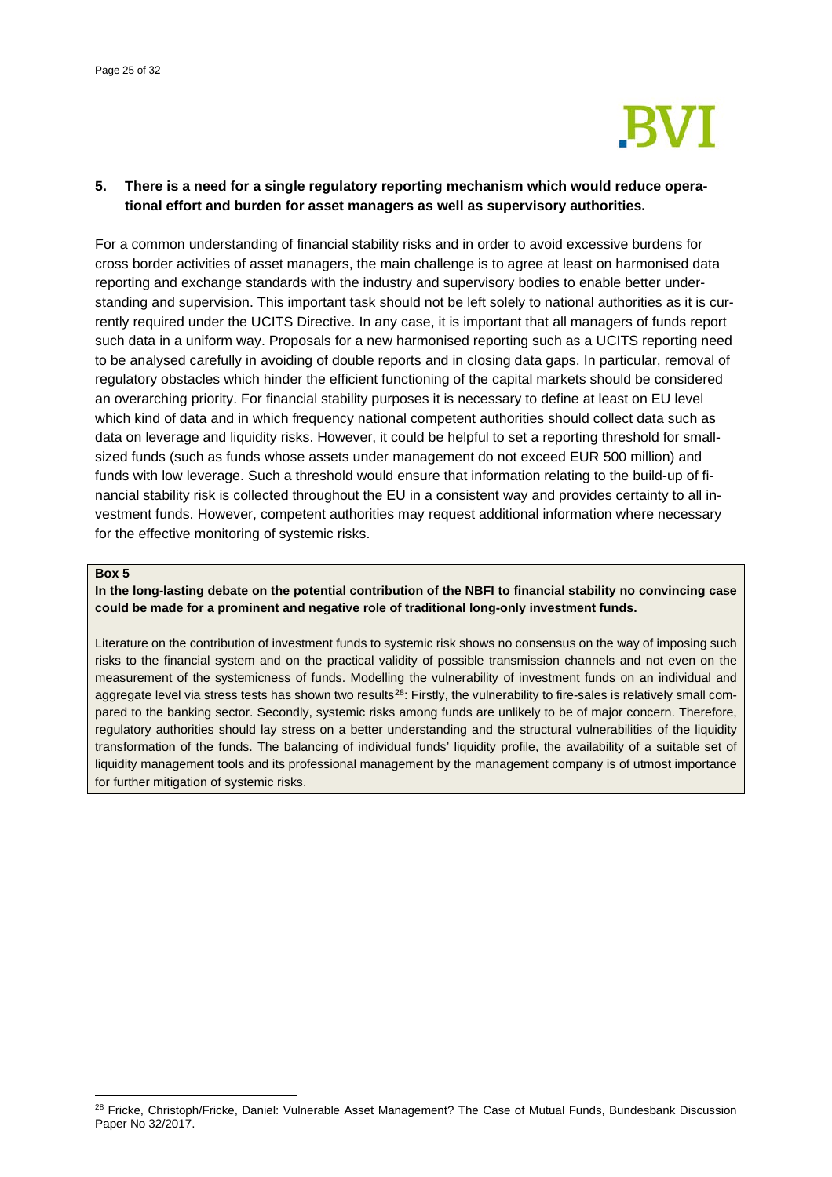## 5. There is a need for a single regulatory reporting mechanism which would reduce operational effort and burden for asset managers as well as supervisory authorities.

For a common understanding of financial stability risks and in order to avoid excessive burdens for cross border activities of asset managers, the main challenge is to agree at least on harmonised data reporting and exchange standards with the industry and supervisory bodies to enable better understanding and supervision. This important task should not be left solely to national authorities as it is currently required under the UCITS Directive. In any case, it is important that all managers of funds report such data in a uniform way. Proposals for a new harmonised reporting such as a UCITS reporting need to be analysed carefully in avoiding of double reports and in closing data gaps. In particular, removal of regulatory obstacles which hinder the efficient functioning of the capital markets should be considered an overarching priority. For financial stability purposes it is necessary to define at least on EU level which kind of data and in which frequency national competent authorities should collect data such as data on leverage and liquidity risks. However, it could be helpful to set a reporting threshold for small-sized funds (such as funds whose assets under management do not exceed EUR 500 million) and funds with low leverage. Such a threshold would ensure that information relating to the build-up of financial stability risk is collected throughout the EU in a consistent way and provides certainty to all investment funds. However, competent authorities may request additional information where necessary for the effective monitoring of systemic risks.

**Box 5**

**In the long-lasting debate on the potential contribution of the NBFI to financial stability no convincing case could be made for a prominent and negative role of traditional long-only investment funds.**

Literature on the contribution of investment funds to systemic risk shows no consensus on the way of imposing such risks to the financial system and on the practical validity of possible transmission channels and not even on the measurement of the systemicness of funds. Modelling the vulnerability of investment funds on an individual and aggregate level via stress tests has shown two results[28]: Firstly, the vulnerability to fire-sales is relatively small compared to the banking sector. Secondly, systemic risks among funds are unlikely to be of major concern. Therefore, regulatory authorities should lay stress on a better understanding and the structural vulnerabilities of the liquidity transformation of the funds. The balancing of individual funds' liquidity profile, the availability of a suitable set of liquidity management tools and its professional management by the management company is of utmost importance for further mitigation of systemic risks.

[28] Fricke, Christoph/Fricke, Daniel: Vulnerable Asset Management? The Case of Mutual Funds, Bundesbank Discussion Paper No 32/2017.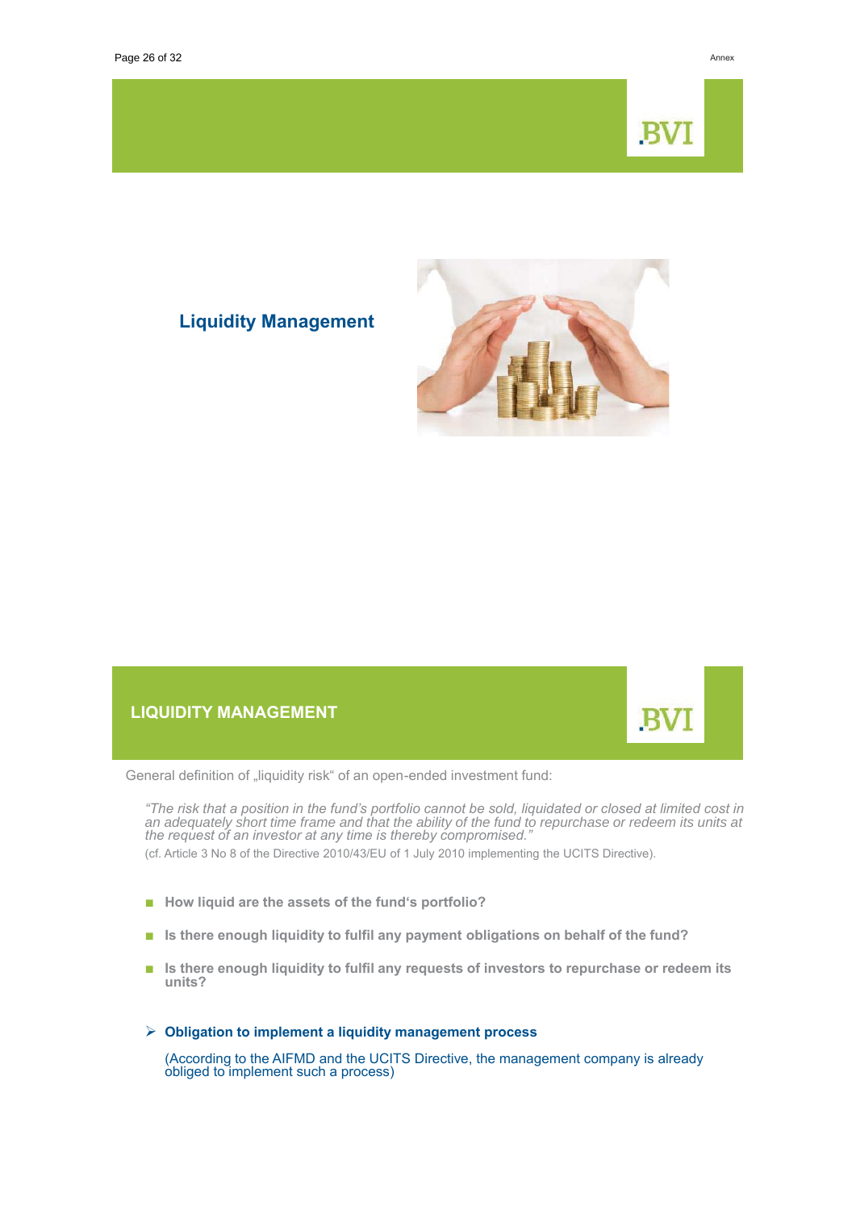# Liquidity Management

## LIQUIDITY MANAGEMENT

General definition of „liquidity risk" of an open-ended investment fund:

> *"The risk that a position in the fund's portfolio cannot be sold, liquidated or closed at limited cost in an adequately short time frame and that the ability of the fund to repurchase or redeem its units at the request of an investor at any time is thereby compromised."*
>
> (cf. Article 3 No 8 of the Directive 2010/43/EU of 1 July 2010 implementing the UCITS Directive).

- **How liquid are the assets of the fund's portfolio?**
- **Is there enough liquidity to fulfil any payment obligations on behalf of the fund?**
- **Is there enough liquidity to fulfil any requests of investors to repurchase or redeem its units?**

➢ **Obligation to implement a liquidity management process**

(According to the AIFMD and the UCITS Directive, the management company is already obliged to implement such a process)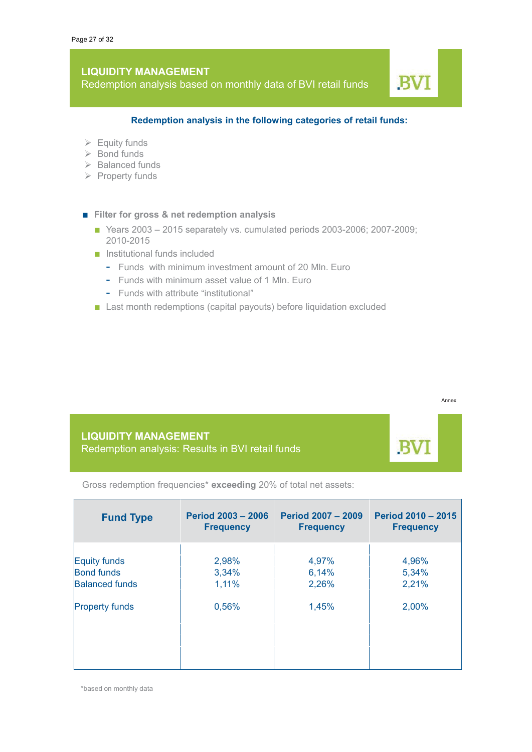## LIQUIDITY MANAGEMENT
Redemption analysis based on monthly data of BVI retail funds

**Redemption analysis in the following categories of retail funds:**

- Equity funds
- Bond funds
- Balanced funds
- Property funds

- **Filter for gross & net redemption analysis**
  - Years 2003 – 2015 separately vs. cumulated periods 2003-2006; 2007-2009; 2010-2015
  - Institutional funds included
    - Funds with minimum investment amount of 20 Mln. Euro
    - Funds with minimum asset value of 1 Mln. Euro
    - Funds with attribute "institutional"
  - Last month redemptions (capital payouts) before liquidation excluded

Annex

## LIQUIDITY MANAGEMENT
Redemption analysis: Results in BVI retail funds

Gross redemption frequencies* **exceeding** 20% of total net assets:

| Fund Type | Period 2003 – 2006 Frequency | Period 2007 – 2009 Frequency | Period 2010 – 2015 Frequency |
|---|---|---|---|
| Equity funds | 2,98% | 4,97% | 4,96% |
| Bond funds | 3,34% | 6,14% | 5,34% |
| Balanced funds | 1,11% | 2,26% | 2,21% |
| Property funds | 0,56% | 1,45% | 2,00% |

*based on monthly data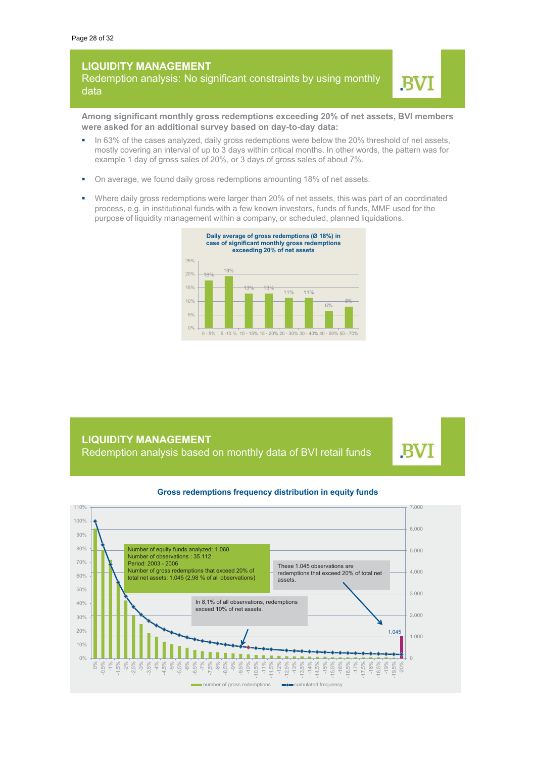## LIQUIDITY MANAGEMENT

### Redemption analysis: No significant constraints by using monthly data

**Among significant monthly gross redemptions exceeding 20% of net assets, BVI members were asked for an additional survey based on day-to-day data:**

- In 63% of the cases analyzed, daily gross redemptions were below the 20% threshold of net assets, mostly covering an interval of up to 3 days within critical months. In other words, the pattern was for example 1 day of gross sales of 20%, or 3 days of gross sales of about 7%.
- On average, we found daily gross redemptions amounting 18% of net assets.
- Where daily gross redemptions were larger than 20% of net assets, this was part of an coordinated process, e.g. in institutional funds with a few known investors, funds of funds, MMF used for the purpose of liquidity management within a company, or scheduled, planned liquidations.

**Daily average of gross redemptions (Ø 18%) in case of significant monthly gross redemptions exceeding 20% of net assets**

| Range | Daily average of gross redemptions |
|---|---|
| 0 - 5% | 18% |
| 5 -10 % | 19% |
| 10 - 15% | 13% |
| 15 - 20% | 13% |
| 20 - 30% | 11% |
| 30 - 40% | 11% |
| 40 - 50% | 6% |
| 50 - 70% | 8% |

## LIQUIDITY MANAGEMENT

### Redemption analysis based on monthly data of BVI retail funds

**Gross redemptions frequency distribution in equity funds**

Number of equity funds analyzed: 1.060
Number of observations : 35.112
Period: 2003 - 2006
Number of gross redemptions that exceed 20% of total net assets: 1.045 (2,98 % of all observations)

In 8,1% of all observations, redemptions exceed 10% of net assets.

These 1.045 observations are redemptions that exceed 20% of total net assets.

1.045

Legend: number of gross redemptions; cumulated frequency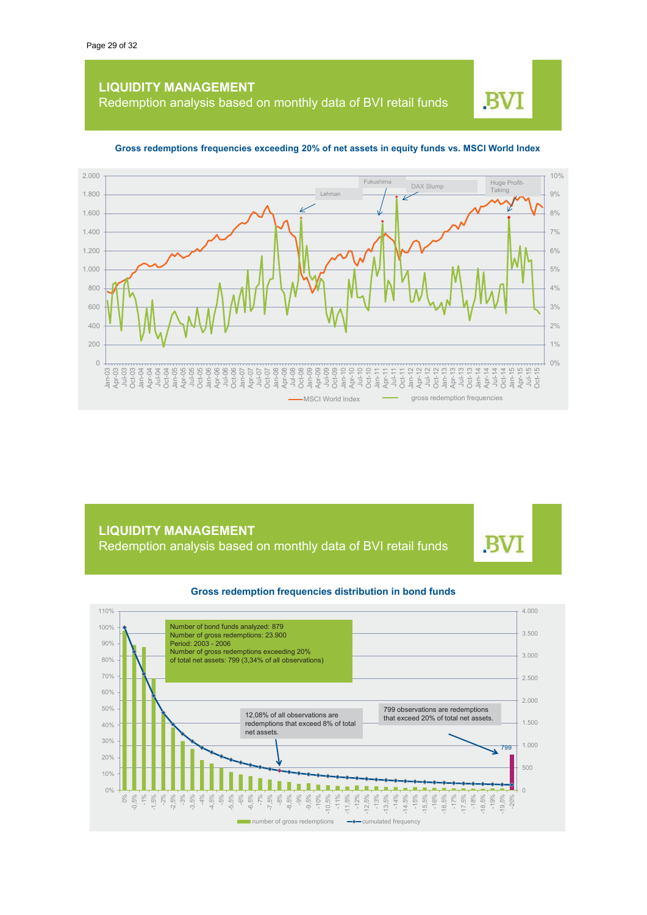## LIQUIDITY MANAGEMENT
Redemption analysis based on monthly data of BVI retail funds

BVI

**Gross redemptions frequencies exceeding 20% of net assets in equity funds vs. MSCI World Index**

Lehman

Fukushima

DAX Slump

Huge Profit-Taking

MSCI World Index — gross redemption frequencies

## LIQUIDITY MANAGEMENT
Redemption analysis based on monthly data of BVI retail funds

BVI

**Gross redemption frequencies distribution in bond funds**

Number of bond funds analyzed: 879
Number of gross redemptions: 23.900
Period: 2003 - 2006
Number of gross redemptions exceeding 20%
of total net assets: 799 (3,34% of all observations)

12,08% of all observations are redemptions that exceed 8% of total net assets.

799 observations are redemptions that exceed 20% of total net assets.

799

number of gross redemptions — cumulated frequency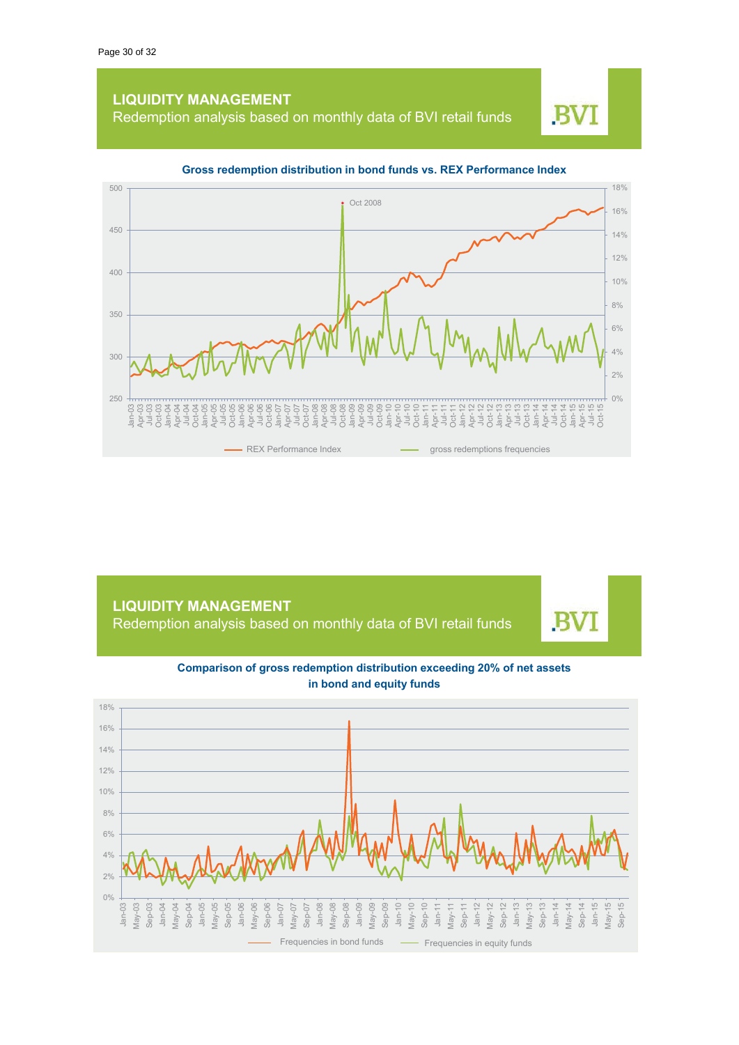## LIQUIDITY MANAGEMENT

Redemption analysis based on monthly data of BVI retail funds

BVI

**Gross redemption distribution in bond funds vs. REX Performance Index**

Oct 2008

REX Performance Index — gross redemptions frequencies

## LIQUIDITY MANAGEMENT

Redemption analysis based on monthly data of BVI retail funds

BVI

**Comparison of gross redemption distribution exceeding 20% of net assets in bond and equity funds**

Frequencies in bond funds — Frequencies in equity funds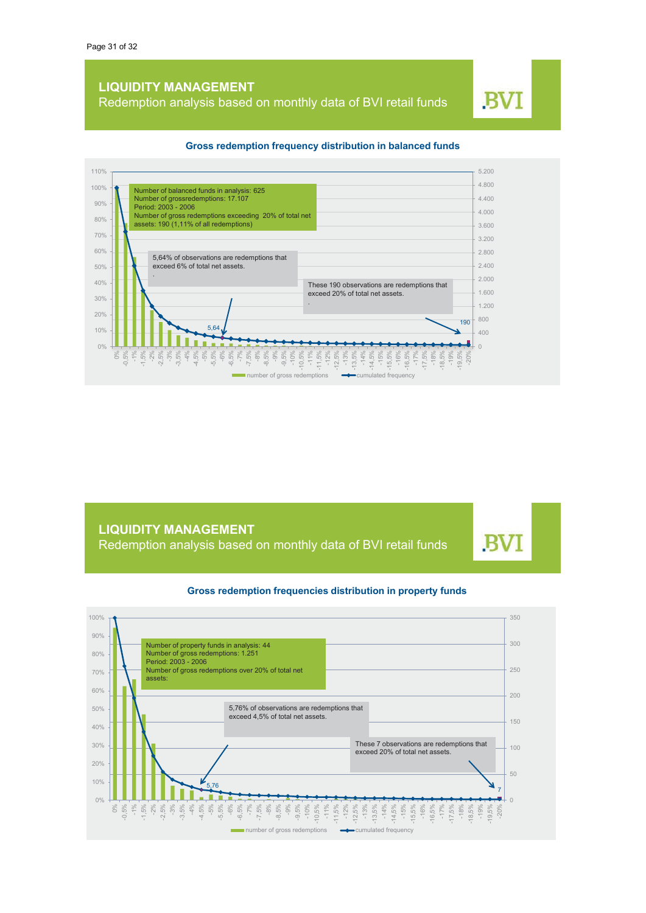## LIQUIDITY MANAGEMENT

Redemption analysis based on monthly data of BVI retail funds

BVI

### Gross redemption frequency distribution in balanced funds

Number of balanced funds in analysis: 625
Number of grossredemptions: 17.107
Period: 2003 - 2006
Number of gross redemptions exceeding 20% of total net assets: 190 (1,11% of all redemptions)

5,64% of observations are redemptions that exceed 6% of total net assets.

These 190 observations are redemptions that exceed 20% of total net assets.

number of gross redemptions — cumulated frequency

## LIQUIDITY MANAGEMENT

Redemption analysis based on monthly data of BVI retail funds

BVI

### Gross redemption frequencies distribution in property funds

Number of property funds in analysis: 44
Number of gross redemptions: 1.251
Period: 2003 - 2006
Number of gross redemptions over 20% of total net assets:

5,76% of observations are redemptions that exceed 4,5% of total net assets.

These 7 observations are redemptions that exceed 20% of total net assets.

number of gross redemptions — cumulated frequency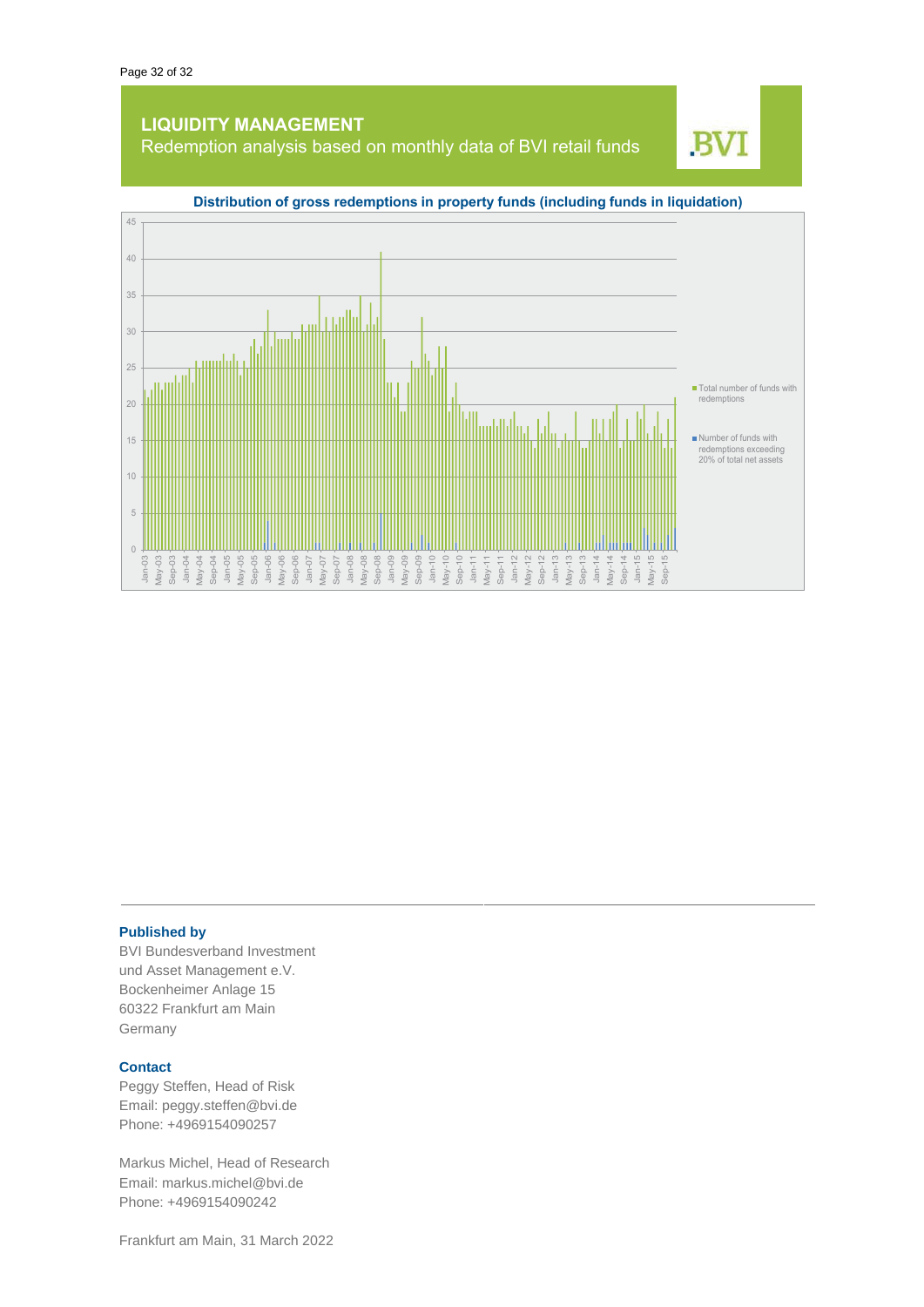## LIQUIDITY MANAGEMENT

Redemption analysis based on monthly data of BVI retail funds

BVI

**Distribution of gross redemptions in property funds (including funds in liquidation)**

45
40
35
30
25
20
15
10
5
0

Jan-03 May-03 Sep-03 Jan-04 May-04 Sep-04 Jan-05 May-05 Sep-05 Jan-06 May-06 Sep-06 Jan-07 May-07 Sep-07 Jan-08 May-08 Sep-08 Jan-09 May-09 Sep-09 Jan-10 May-10 Sep-10 Jan-11 May-11 Sep-11 Jan-12 May-12 Sep-12 Jan-13 May-13 Sep-13 Jan-14 May-14 Sep-14 Jan-15 May-15 Sep-15

Total number of funds with redemptions

Number of funds with redemptions exceeding 20% of total net assets

---

**Published by**

BVI Bundesverband Investment
und Asset Management e.V.
Bockenheimer Anlage 15
60322 Frankfurt am Main
Germany

**Contact**

Peggy Steffen, Head of Risk
Email: peggy.steffen@bvi.de
Phone: +4969154090257

Markus Michel, Head of Research
Email: markus.michel@bvi.de
Phone: +4969154090242

Frankfurt am Main, 31 March 2022